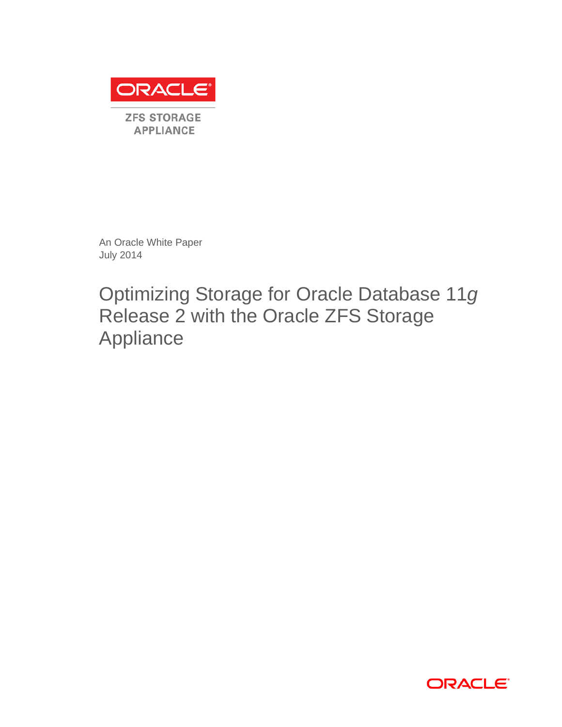ORACLE

ZFS STORAGE APPLIANCE

An Oracle White Paper
July 2014

# Optimizing Storage for Oracle Database 11*g* Release 2 with the Oracle ZFS Storage Appliance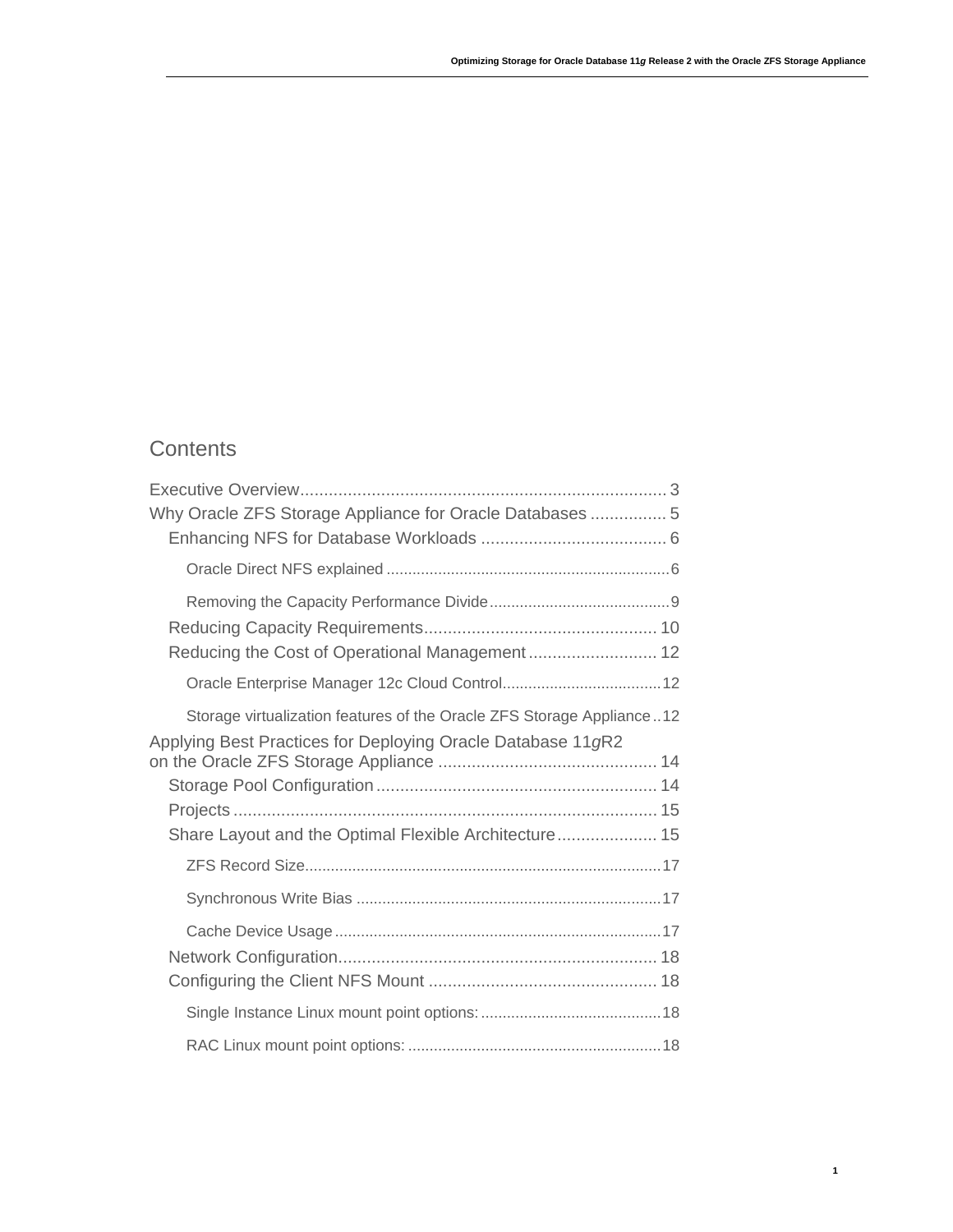# Contents

Executive Overview ... 3

Why Oracle ZFS Storage Appliance for Oracle Databases ... 5

- Enhancing NFS for Database Workloads ... 6
  - Oracle Direct NFS explained ... 6
  - Removing the Capacity Performance Divide ... 9
- Reducing Capacity Requirements ... 10
- Reducing the Cost of Operational Management ... 12
  - Oracle Enterprise Manager 12c Cloud Control ... 12
  - Storage virtualization features of the Oracle ZFS Storage Appliance ... 12

Applying Best Practices for Deploying Oracle Database 11*g*R2 on the Oracle ZFS Storage Appliance ... 14

- Storage Pool Configuration ... 14
- Projects ... 15
- Share Layout and the Optimal Flexible Architecture ... 15
  - ZFS Record Size ... 17
  - Synchronous Write Bias ... 17
  - Cache Device Usage ... 17
- Network Configuration ... 18
- Configuring the Client NFS Mount ... 18
  - Single Instance Linux mount point options: ... 18
  - RAC Linux mount point options: ... 18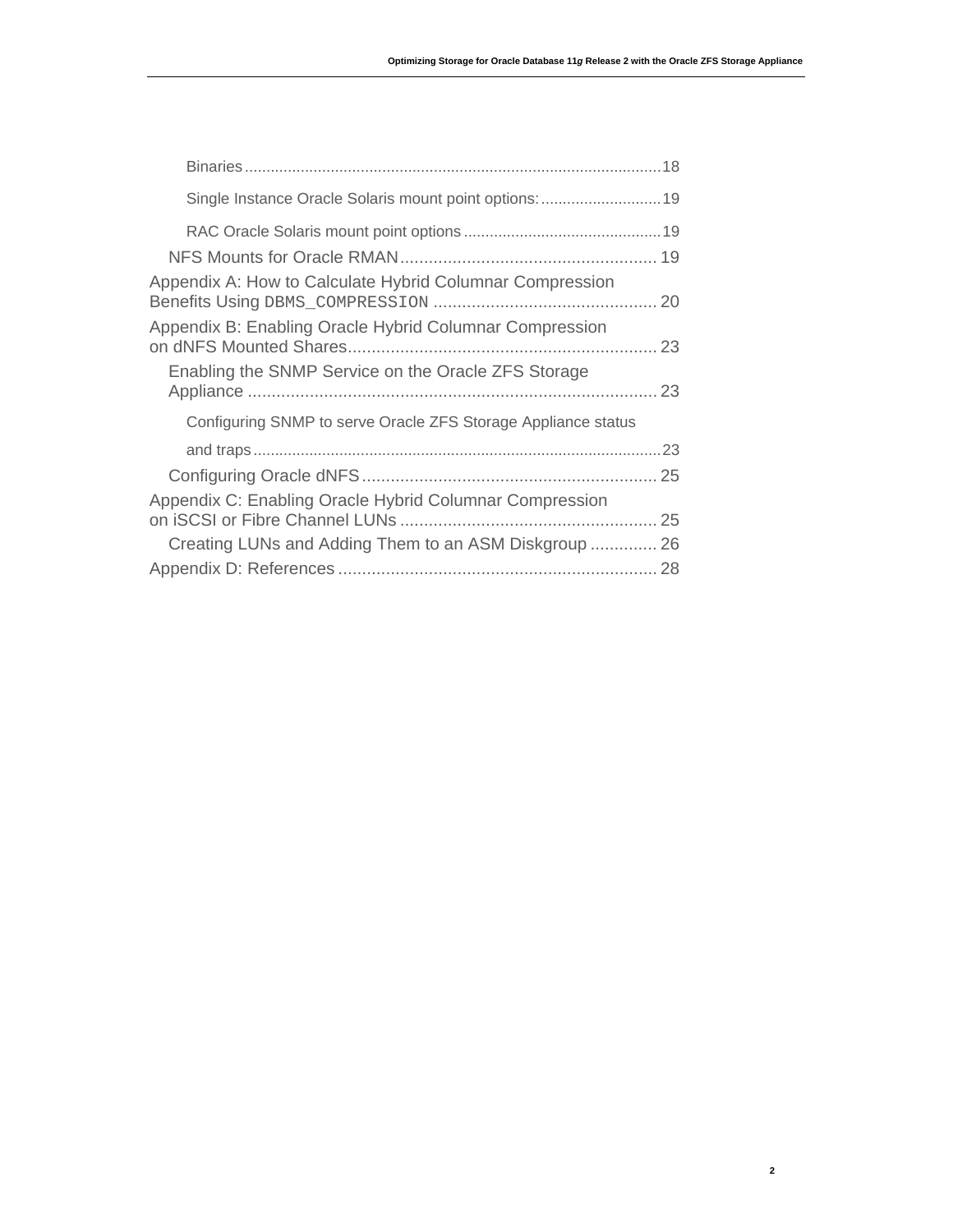- Binaries ......... 18
- Single Instance Oracle Solaris mount point options: ......... 19
- RAC Oracle Solaris mount point options ......... 19

NFS Mounts for Oracle RMAN ......... 19

Appendix A: How to Calculate Hybrid Columnar Compression Benefits Using `DBMS_COMPRESSION` ......... 20

Appendix B: Enabling Oracle Hybrid Columnar Compression on dNFS Mounted Shares ......... 23

- Enabling the SNMP Service on the Oracle ZFS Storage Appliance ......... 23
  - Configuring SNMP to serve Oracle ZFS Storage Appliance status and traps ......... 23
- Configuring Oracle dNFS ......... 25

Appendix C: Enabling Oracle Hybrid Columnar Compression on iSCSI or Fibre Channel LUNs ......... 25

- Creating LUNs and Adding Them to an ASM Diskgroup ......... 26

Appendix D: References ......... 28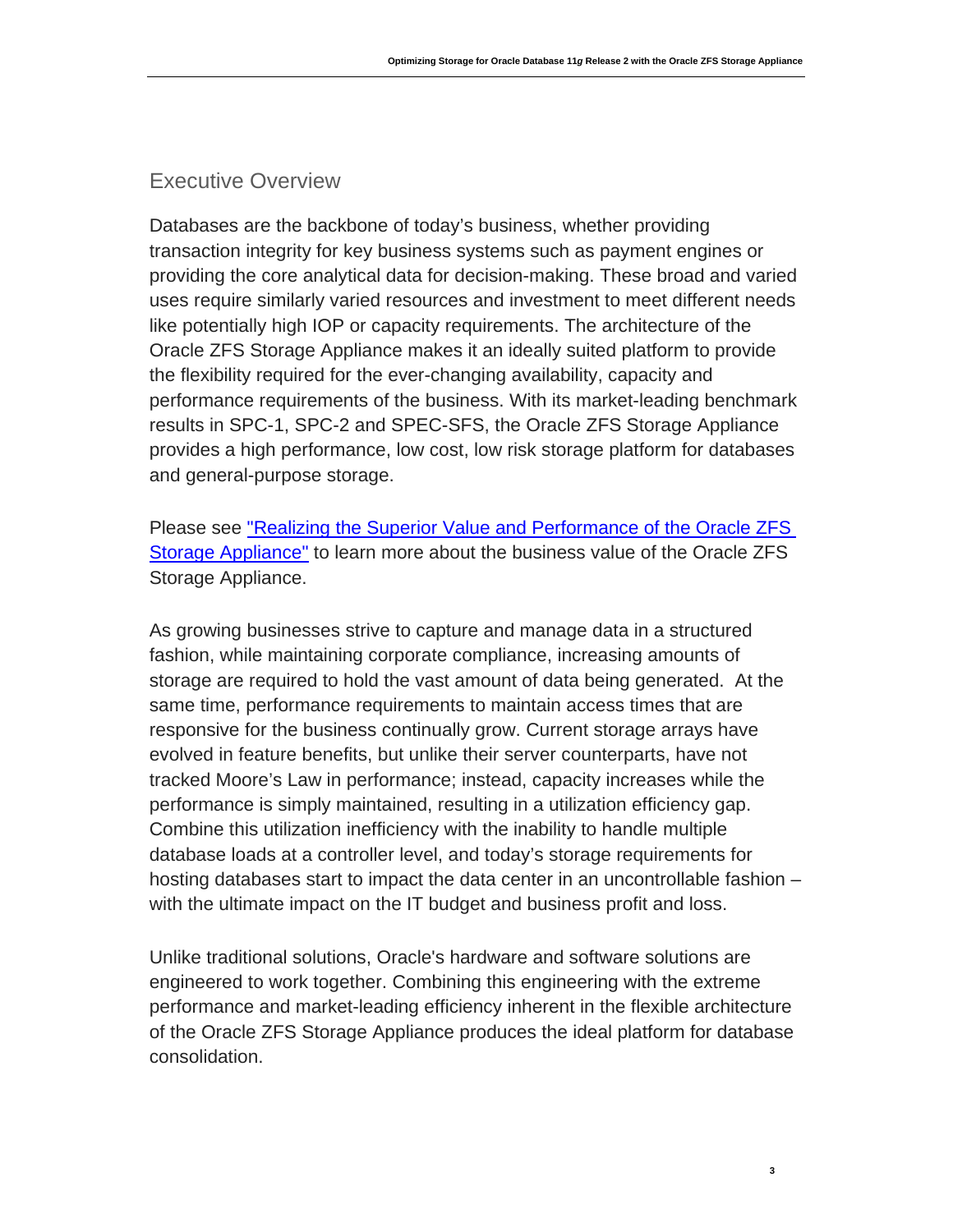## Executive Overview

Databases are the backbone of today's business, whether providing transaction integrity for key business systems such as payment engines or providing the core analytical data for decision-making. These broad and varied uses require similarly varied resources and investment to meet different needs like potentially high IOP or capacity requirements. The architecture of the Oracle ZFS Storage Appliance makes it an ideally suited platform to provide the flexibility required for the ever-changing availability, capacity and performance requirements of the business. With its market-leading benchmark results in SPC-1, SPC-2 and SPEC-SFS, the Oracle ZFS Storage Appliance provides a high performance, low cost, low risk storage platform for databases and general-purpose storage.

Please see "Realizing the Superior Value and Performance of the Oracle ZFS Storage Appliance" to learn more about the business value of the Oracle ZFS Storage Appliance.

As growing businesses strive to capture and manage data in a structured fashion, while maintaining corporate compliance, increasing amounts of storage are required to hold the vast amount of data being generated. At the same time, performance requirements to maintain access times that are responsive for the business continually grow. Current storage arrays have evolved in feature benefits, but unlike their server counterparts, have not tracked Moore's Law in performance; instead, capacity increases while the performance is simply maintained, resulting in a utilization efficiency gap. Combine this utilization inefficiency with the inability to handle multiple database loads at a controller level, and today's storage requirements for hosting databases start to impact the data center in an uncontrollable fashion – with the ultimate impact on the IT budget and business profit and loss.

Unlike traditional solutions, Oracle's hardware and software solutions are engineered to work together. Combining this engineering with the extreme performance and market-leading efficiency inherent in the flexible architecture of the Oracle ZFS Storage Appliance produces the ideal platform for database consolidation.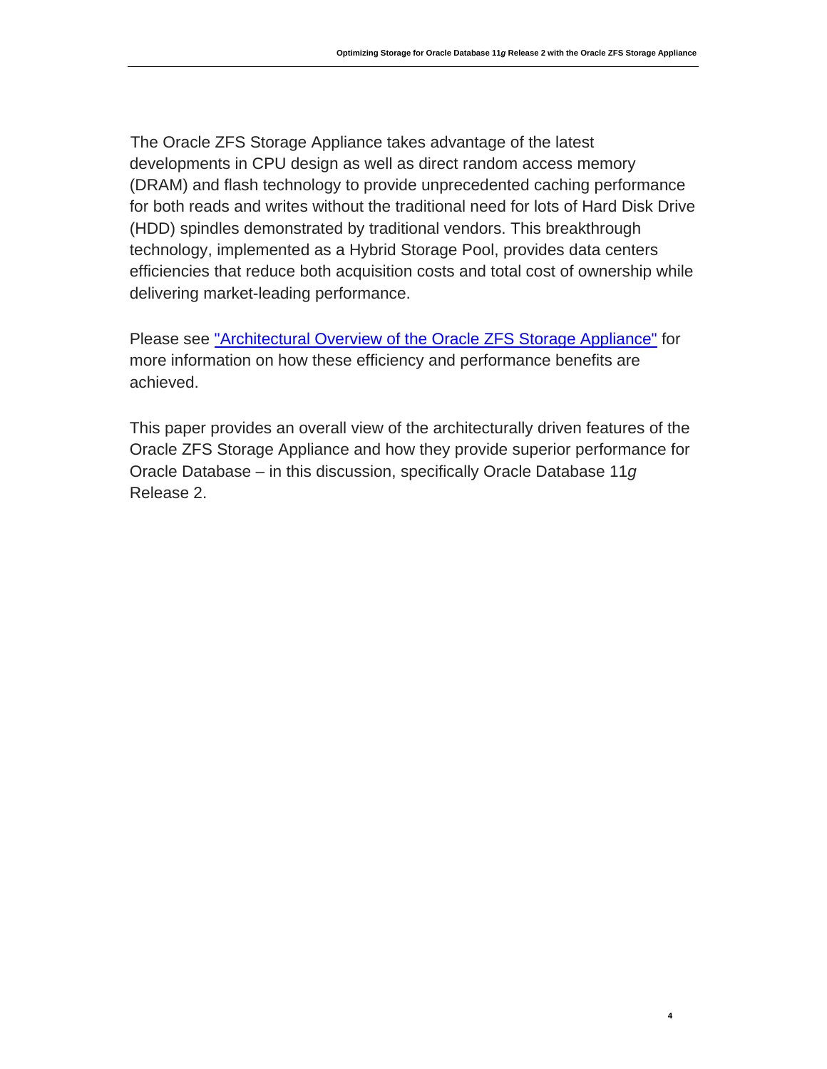The Oracle ZFS Storage Appliance takes advantage of the latest developments in CPU design as well as direct random access memory (DRAM) and flash technology to provide unprecedented caching performance for both reads and writes without the traditional need for lots of Hard Disk Drive (HDD) spindles demonstrated by traditional vendors. This breakthrough technology, implemented as a Hybrid Storage Pool, provides data centers efficiencies that reduce both acquisition costs and total cost of ownership while delivering market-leading performance.

Please see "Architectural Overview of the Oracle ZFS Storage Appliance" for more information on how these efficiency and performance benefits are achieved.

This paper provides an overall view of the architecturally driven features of the Oracle ZFS Storage Appliance and how they provide superior performance for Oracle Database – in this discussion, specifically Oracle Database 11*g* Release 2.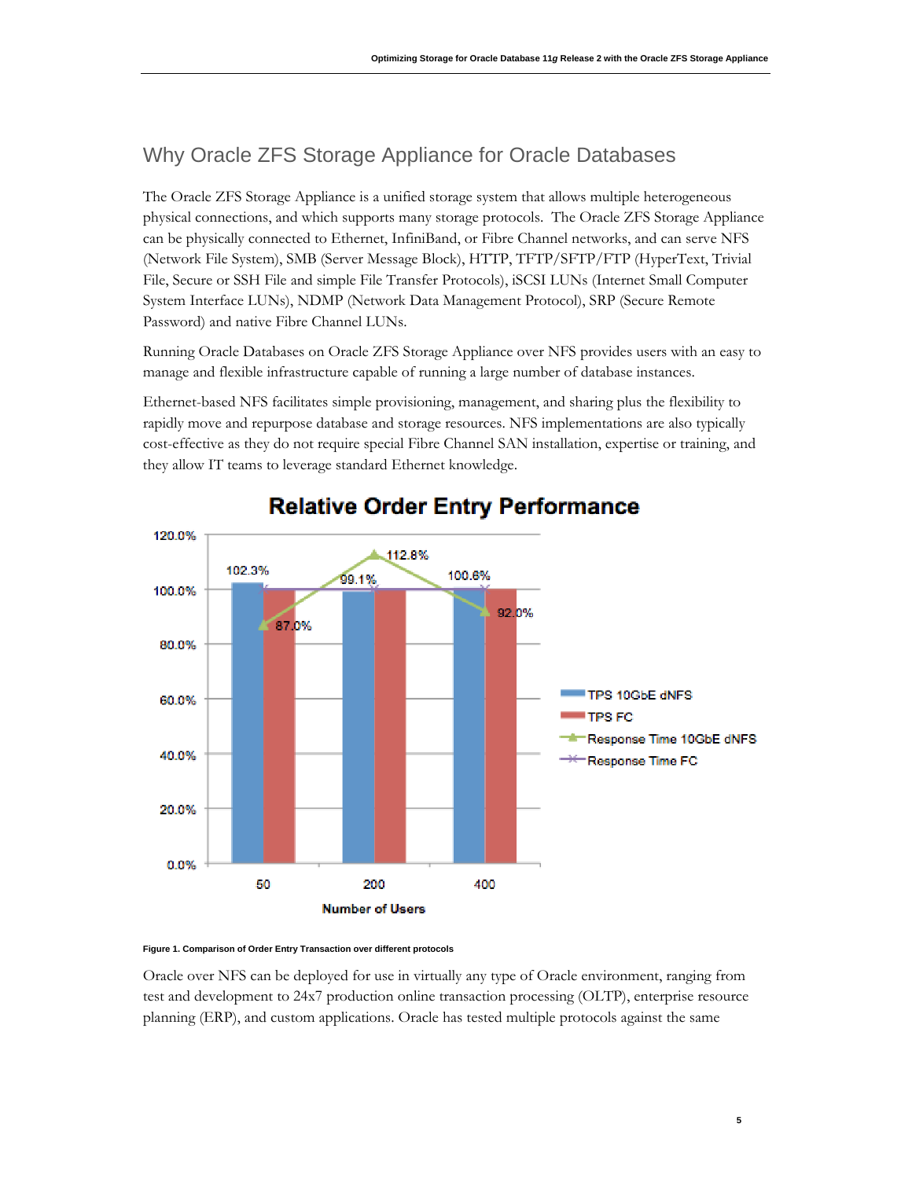## Why Oracle ZFS Storage Appliance for Oracle Databases

The Oracle ZFS Storage Appliance is a unified storage system that allows multiple heterogeneous physical connections, and which supports many storage protocols. The Oracle ZFS Storage Appliance can be physically connected to Ethernet, InfiniBand, or Fibre Channel networks, and can serve NFS (Network File System), SMB (Server Message Block), HTTP, TFTP/SFTP/FTP (HyperText, Trivial File, Secure or SSH File and simple File Transfer Protocols), iSCSI LUNs (Internet Small Computer System Interface LUNs), NDMP (Network Data Management Protocol), SRP (Secure Remote Password) and native Fibre Channel LUNs.

Running Oracle Databases on Oracle ZFS Storage Appliance over NFS provides users with an easy to manage and flexible infrastructure capable of running a large number of database instances.

Ethernet-based NFS facilitates simple provisioning, management, and sharing plus the flexibility to rapidly move and repurpose database and storage resources. NFS implementations are also typically cost-effective as they do not require special Fibre Channel SAN installation, expertise or training, and they allow IT teams to leverage standard Ethernet knowledge.

**Relative Order Entry Performance**

| Number of Users | TPS 10GbE dNFS | TPS FC | Response Time 10GbE dNFS | Response Time FC |
|---|---|---|---|---|
| 50 | 102.3% | 100.0% | 87.0% | 100.0% |
| 200 | 99.1% | 100.0% | 112.8% | 100.0% |
| 400 | 100.6% | 100.0% | 92.0% | 100.0% |

**Figure 1. Comparison of Order Entry Transaction over different protocols**

Oracle over NFS can be deployed for use in virtually any type of Oracle environment, ranging from test and development to 24x7 production online transaction processing (OLTP), enterprise resource planning (ERP), and custom applications. Oracle has tested multiple protocols against the same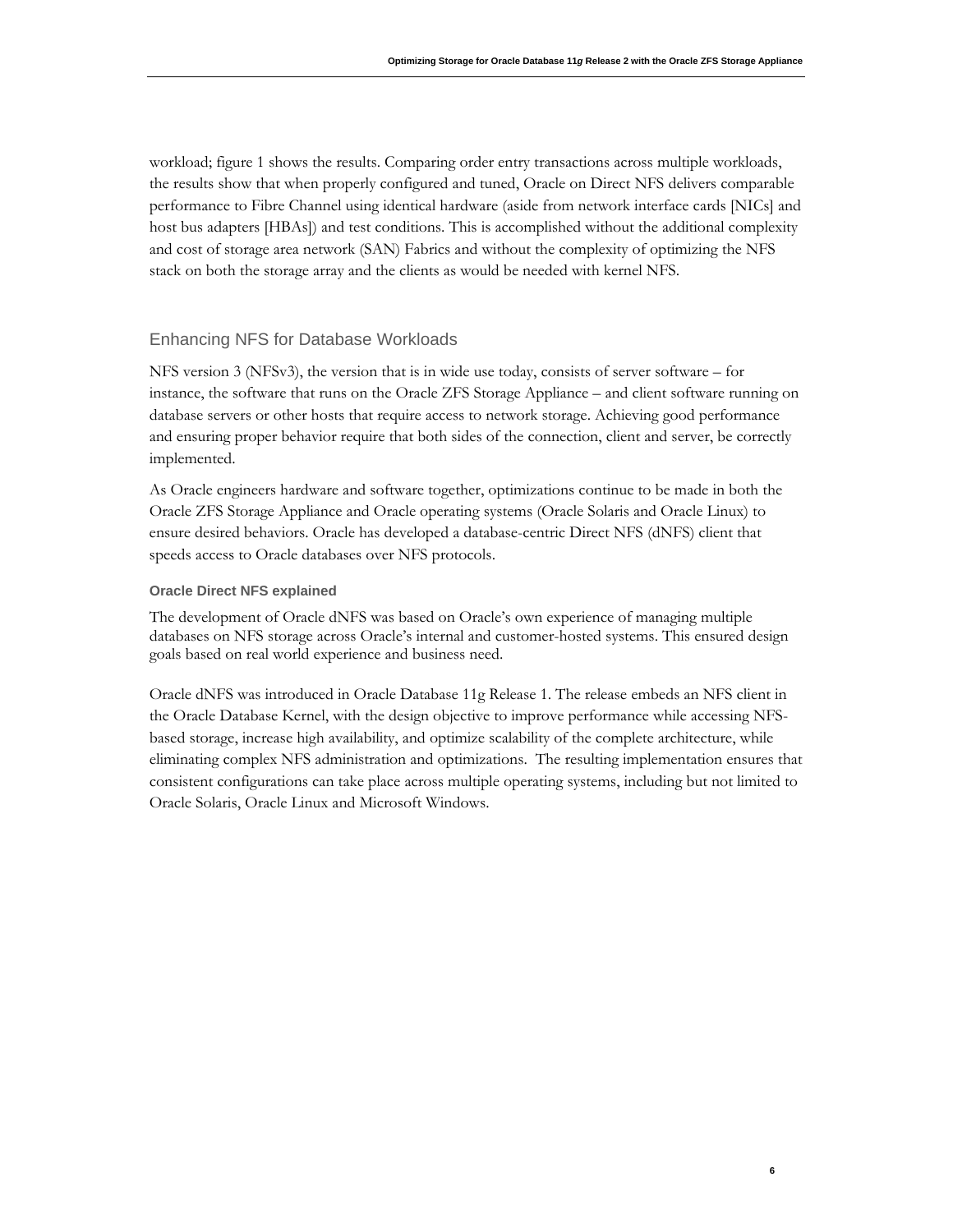workload; figure 1 shows the results. Comparing order entry transactions across multiple workloads, the results show that when properly configured and tuned, Oracle on Direct NFS delivers comparable performance to Fibre Channel using identical hardware (aside from network interface cards [NICs] and host bus adapters [HBAs]) and test conditions. This is accomplished without the additional complexity and cost of storage area network (SAN) Fabrics and without the complexity of optimizing the NFS stack on both the storage array and the clients as would be needed with kernel NFS.

## Enhancing NFS for Database Workloads

NFS version 3 (NFSv3), the version that is in wide use today, consists of server software – for instance, the software that runs on the Oracle ZFS Storage Appliance – and client software running on database servers or other hosts that require access to network storage. Achieving good performance and ensuring proper behavior require that both sides of the connection, client and server, be correctly implemented.

As Oracle engineers hardware and software together, optimizations continue to be made in both the Oracle ZFS Storage Appliance and Oracle operating systems (Oracle Solaris and Oracle Linux) to ensure desired behaviors. Oracle has developed a database-centric Direct NFS (dNFS) client that speeds access to Oracle databases over NFS protocols.

### Oracle Direct NFS explained

The development of Oracle dNFS was based on Oracle's own experience of managing multiple databases on NFS storage across Oracle's internal and customer-hosted systems. This ensured design goals based on real world experience and business need.

Oracle dNFS was introduced in Oracle Database 11g Release 1. The release embeds an NFS client in the Oracle Database Kernel, with the design objective to improve performance while accessing NFS-based storage, increase high availability, and optimize scalability of the complete architecture, while eliminating complex NFS administration and optimizations. The resulting implementation ensures that consistent configurations can take place across multiple operating systems, including but not limited to Oracle Solaris, Oracle Linux and Microsoft Windows.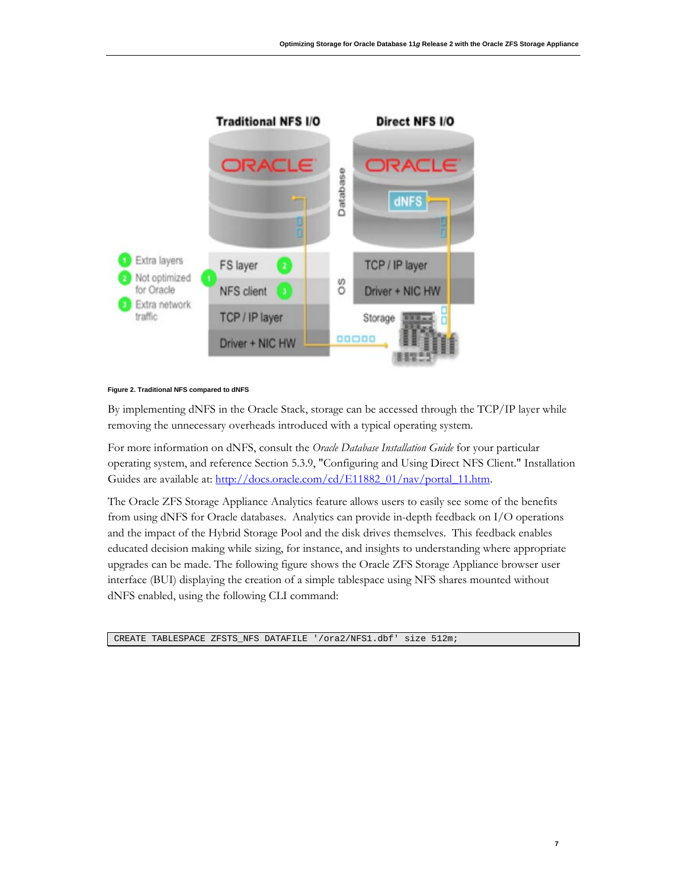Figure 2. Traditional NFS compared to dNFS

By implementing dNFS in the Oracle Stack, storage can be accessed through the TCP/IP layer while removing the unnecessary overheads introduced with a typical operating system.

For more information on dNFS, consult the *Oracle Database Installation Guide* for your particular operating system, and reference Section 5.3.9, "Configuring and Using Direct NFS Client." Installation Guides are available at: [http://docs.oracle.com/cd/E11882_01/nav/portal_11.htm](http://docs.oracle.com/cd/E11882_01/nav/portal_11.htm).

The Oracle ZFS Storage Appliance Analytics feature allows users to easily see some of the benefits from using dNFS for Oracle databases. Analytics can provide in-depth feedback on I/O operations and the impact of the Hybrid Storage Pool and the disk drives themselves. This feedback enables educated decision making while sizing, for instance, and insights to understanding where appropriate upgrades can be made. The following figure shows the Oracle ZFS Storage Appliance browser user interface (BUI) displaying the creation of a simple tablespace using NFS shares mounted without dNFS enabled, using the following CLI command:

```
CREATE TABLESPACE ZFSTS_NFS DATAFILE '/ora2/NFS1.dbf' size 512m;
```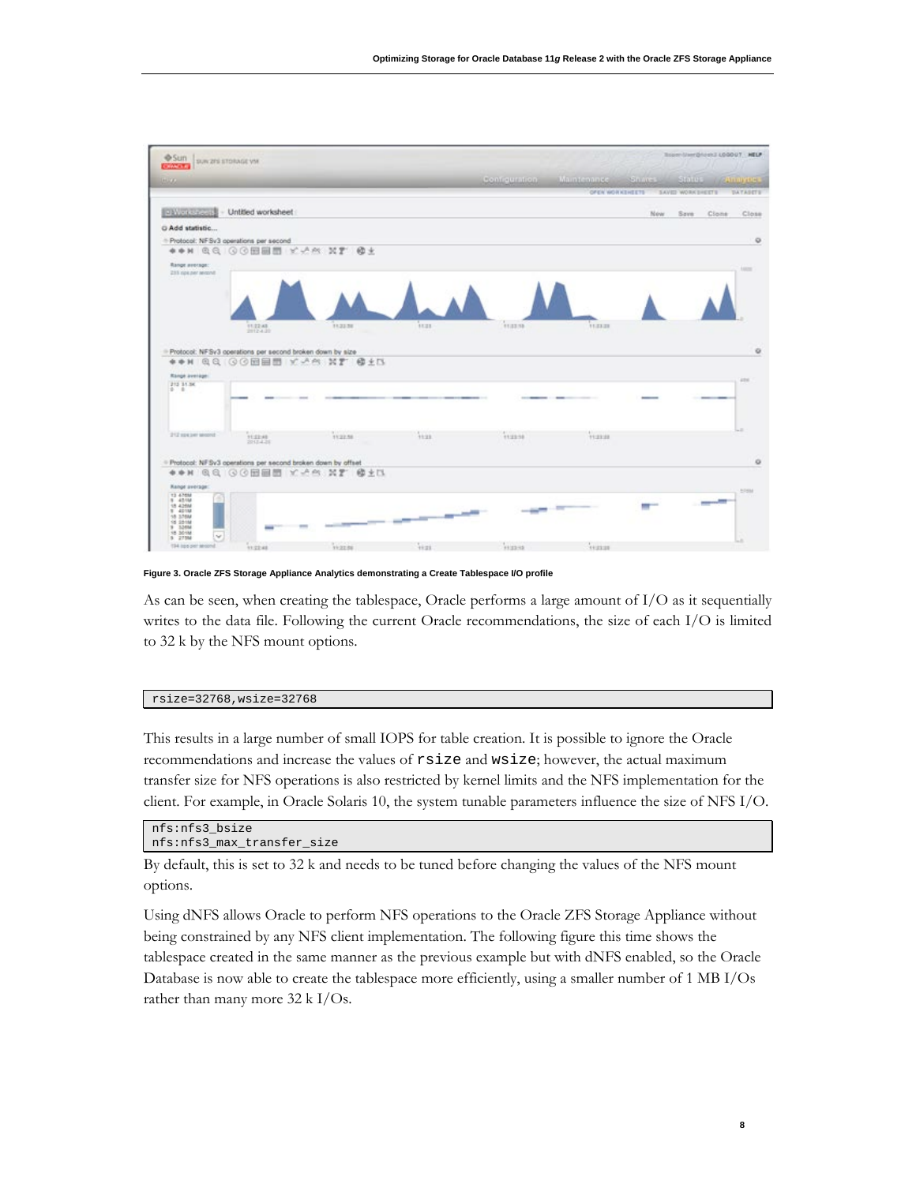Figure 3. Oracle ZFS Storage Appliance Analytics demonstrating a Create Tablespace I/O profile

As can be seen, when creating the tablespace, Oracle performs a large amount of I/O as it sequentially writes to the data file. Following the current Oracle recommendations, the size of each I/O is limited to 32 k by the NFS mount options.

```
rsize=32768,wsize=32768
```

This results in a large number of small IOPS for table creation. It is possible to ignore the Oracle recommendations and increase the values of `rsize` and `wsize`; however, the actual maximum transfer size for NFS operations is also restricted by kernel limits and the NFS implementation for the client. For example, in Oracle Solaris 10, the system tunable parameters influence the size of NFS I/O.

```
nfs:nfs3_bsize
nfs:nfs3_max_transfer_size
```

By default, this is set to 32 k and needs to be tuned before changing the values of the NFS mount options.

Using dNFS allows Oracle to perform NFS operations to the Oracle ZFS Storage Appliance without being constrained by any NFS client implementation. The following figure this time shows the tablespace created in the same manner as the previous example but with dNFS enabled, so the Oracle Database is now able to create the tablespace more efficiently, using a smaller number of 1 MB I/Os rather than many more 32 k I/Os.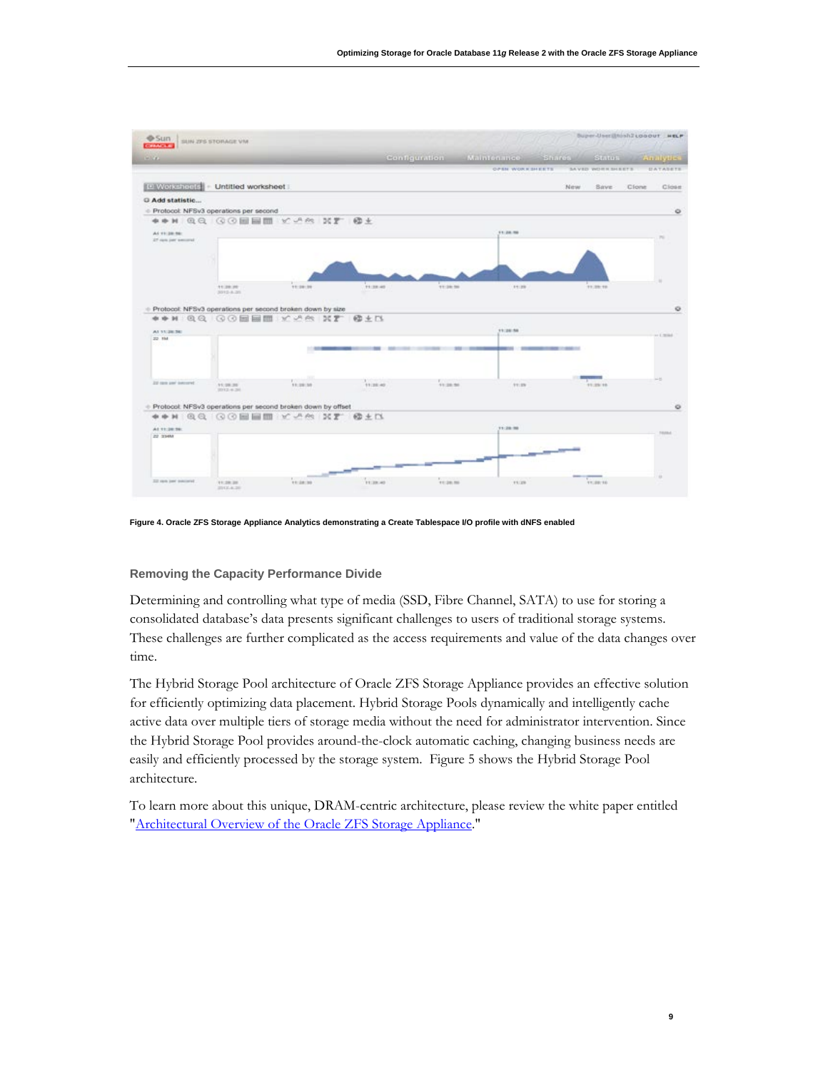Figure 4. Oracle ZFS Storage Appliance Analytics demonstrating a Create Tablespace I/O profile with dNFS enabled

### Removing the Capacity Performance Divide

Determining and controlling what type of media (SSD, Fibre Channel, SATA) to use for storing a consolidated database's data presents significant challenges to users of traditional storage systems. These challenges are further complicated as the access requirements and value of the data changes over time.

The Hybrid Storage Pool architecture of Oracle ZFS Storage Appliance provides an effective solution for efficiently optimizing data placement. Hybrid Storage Pools dynamically and intelligently cache active data over multiple tiers of storage media without the need for administrator intervention. Since the Hybrid Storage Pool provides around-the-clock automatic caching, changing business needs are easily and efficiently processed by the storage system. Figure 5 shows the Hybrid Storage Pool architecture.

To learn more about this unique, DRAM-centric architecture, please review the white paper entitled "Architectural Overview of the Oracle ZFS Storage Appliance."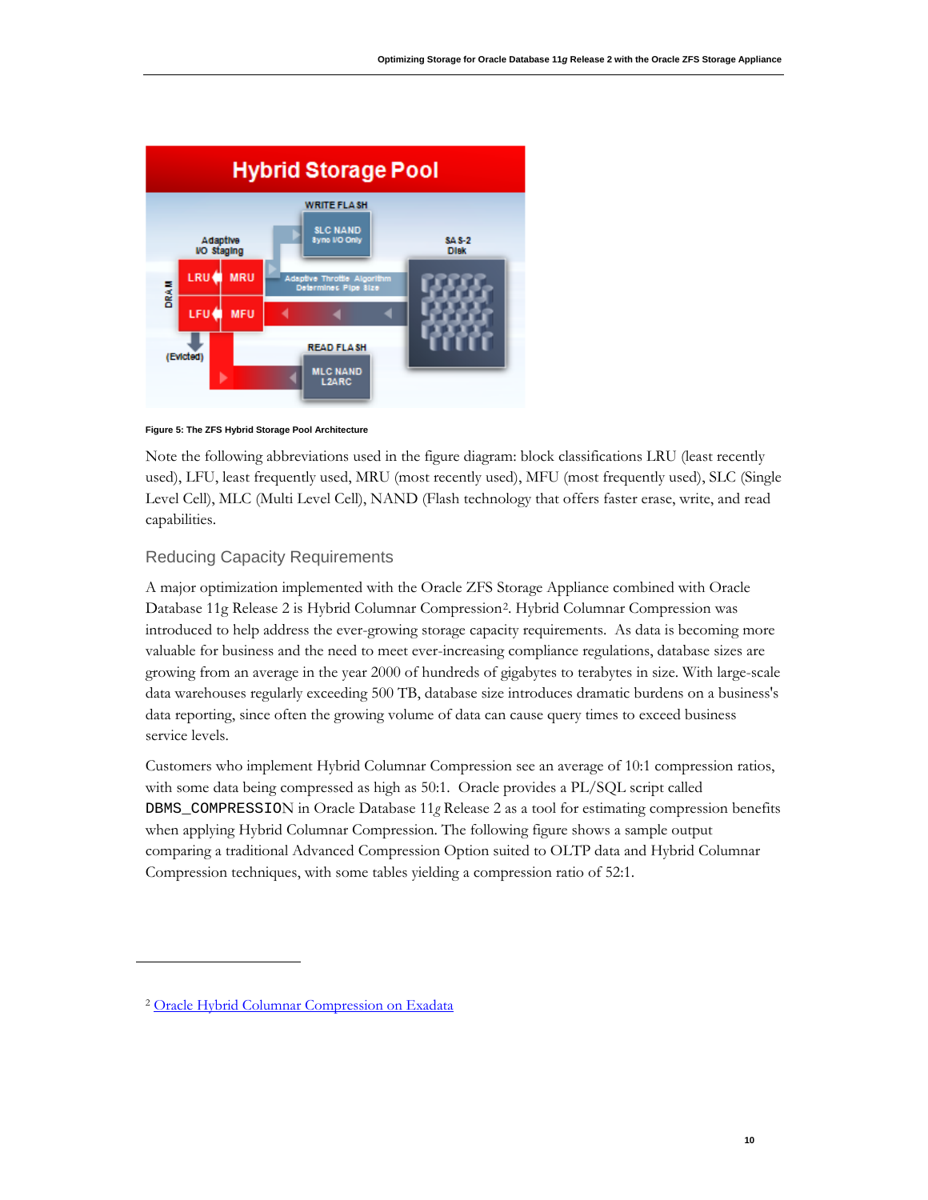Figure 5: The ZFS Hybrid Storage Pool Architecture

Note the following abbreviations used in the figure diagram: block classifications LRU (least recently used), LFU, least frequently used, MRU (most recently used), MFU (most frequently used), SLC (Single Level Cell), MLC (Multi Level Cell), NAND (Flash technology that offers faster erase, write, and read capabilities.

## Reducing Capacity Requirements

A major optimization implemented with the Oracle ZFS Storage Appliance combined with Oracle Database 11g Release 2 is Hybrid Columnar Compression[2]. Hybrid Columnar Compression was introduced to help address the ever-growing storage capacity requirements. As data is becoming more valuable for business and the need to meet ever-increasing compliance regulations, database sizes are growing from an average in the year 2000 of hundreds of gigabytes to terabytes in size. With large-scale data warehouses regularly exceeding 500 TB, database size introduces dramatic burdens on a business's data reporting, since often the growing volume of data can cause query times to exceed business service levels.

Customers who implement Hybrid Columnar Compression see an average of 10:1 compression ratios, with some data being compressed as high as 50:1. Oracle provides a PL/SQL script called `DBMS_COMPRESSION` in Oracle Database 11*g* Release 2 as a tool for estimating compression benefits when applying Hybrid Columnar Compression. The following figure shows a sample output comparing a traditional Advanced Compression Option suited to OLTP data and Hybrid Columnar Compression techniques, with some tables yielding a compression ratio of 52:1.

---

[2] Oracle Hybrid Columnar Compression on Exadata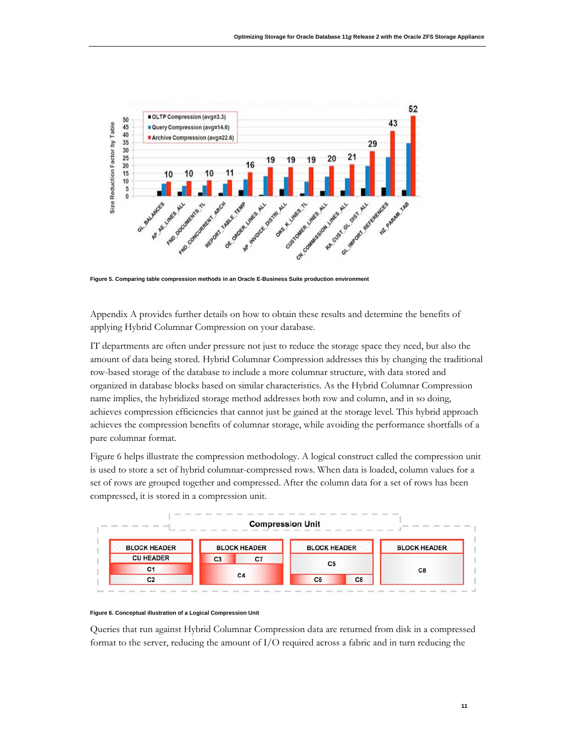Figure 5. Comparing table compression methods in an Oracle E-Business Suite production environment

Appendix A provides further details on how to obtain these results and determine the benefits of applying Hybrid Columnar Compression on your database.

IT departments are often under pressure not just to reduce the storage space they need, but also the amount of data being stored. Hybrid Columnar Compression addresses this by changing the traditional row-based storage of the database to include a more columnar structure, with data stored and organized in database blocks based on similar characteristics. As the Hybrid Columnar Compression name implies, the hybridized storage method addresses both row and column, and in so doing, achieves compression efficiencies that cannot just be gained at the storage level. This hybrid approach achieves the compression benefits of columnar storage, while avoiding the performance shortfalls of a pure columnar format.

Figure 6 helps illustrate the compression methodology. A logical construct called the compression unit is used to store a set of hybrid columnar-compressed rows. When data is loaded, column values for a set of rows are grouped together and compressed. After the column data for a set of rows has been compressed, it is stored in a compression unit.

Figure 6. Conceptual illustration of a Logical Compression Unit

Queries that run against Hybrid Columnar Compression data are returned from disk in a compressed format to the server, reducing the amount of I/O required across a fabric and in turn reducing the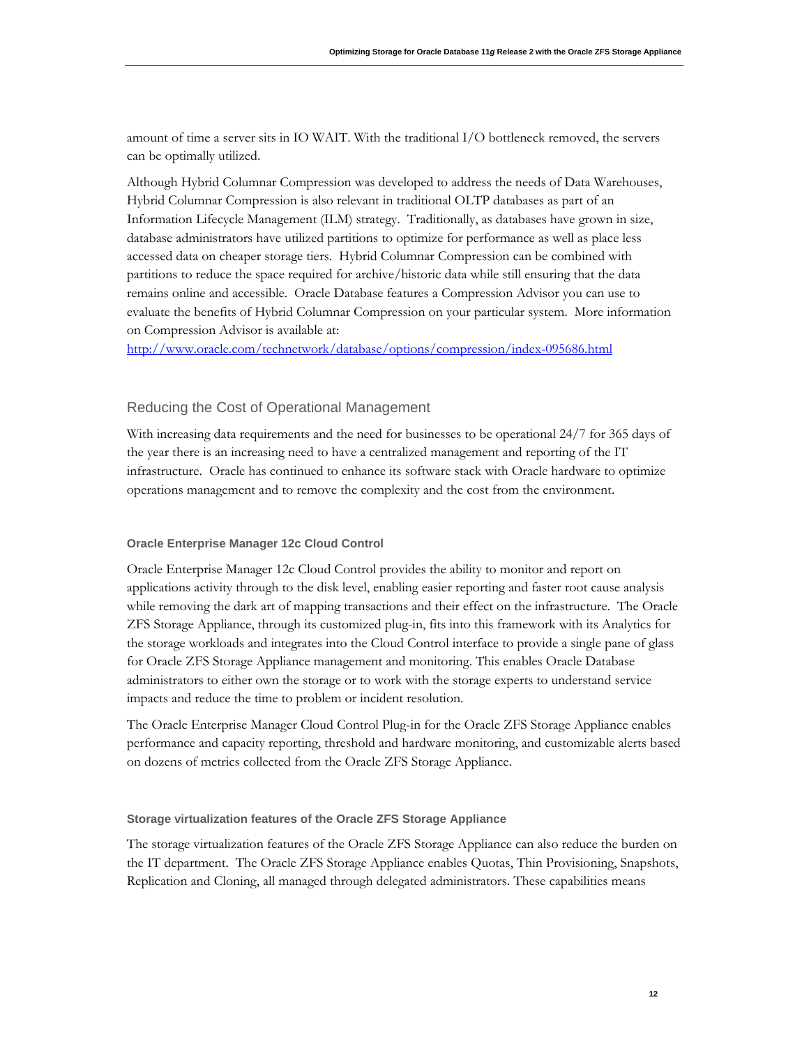amount of time a server sits in IO WAIT. With the traditional I/O bottleneck removed, the servers can be optimally utilized.

Although Hybrid Columnar Compression was developed to address the needs of Data Warehouses, Hybrid Columnar Compression is also relevant in traditional OLTP databases as part of an Information Lifecycle Management (ILM) strategy. Traditionally, as databases have grown in size, database administrators have utilized partitions to optimize for performance as well as place less accessed data on cheaper storage tiers. Hybrid Columnar Compression can be combined with partitions to reduce the space required for archive/historic data while still ensuring that the data remains online and accessible. Oracle Database features a Compression Advisor you can use to evaluate the benefits of Hybrid Columnar Compression on your particular system. More information on Compression Advisor is available at:
http://www.oracle.com/technetwork/database/options/compression/index-095686.html

## Reducing the Cost of Operational Management

With increasing data requirements and the need for businesses to be operational 24/7 for 365 days of the year there is an increasing need to have a centralized management and reporting of the IT infrastructure. Oracle has continued to enhance its software stack with Oracle hardware to optimize operations management and to remove the complexity and the cost from the environment.

### Oracle Enterprise Manager 12c Cloud Control

Oracle Enterprise Manager 12c Cloud Control provides the ability to monitor and report on applications activity through to the disk level, enabling easier reporting and faster root cause analysis while removing the dark art of mapping transactions and their effect on the infrastructure. The Oracle ZFS Storage Appliance, through its customized plug-in, fits into this framework with its Analytics for the storage workloads and integrates into the Cloud Control interface to provide a single pane of glass for Oracle ZFS Storage Appliance management and monitoring. This enables Oracle Database administrators to either own the storage or to work with the storage experts to understand service impacts and reduce the time to problem or incident resolution.

The Oracle Enterprise Manager Cloud Control Plug-in for the Oracle ZFS Storage Appliance enables performance and capacity reporting, threshold and hardware monitoring, and customizable alerts based on dozens of metrics collected from the Oracle ZFS Storage Appliance.

### Storage virtualization features of the Oracle ZFS Storage Appliance

The storage virtualization features of the Oracle ZFS Storage Appliance can also reduce the burden on the IT department. The Oracle ZFS Storage Appliance enables Quotas, Thin Provisioning, Snapshots, Replication and Cloning, all managed through delegated administrators. These capabilities means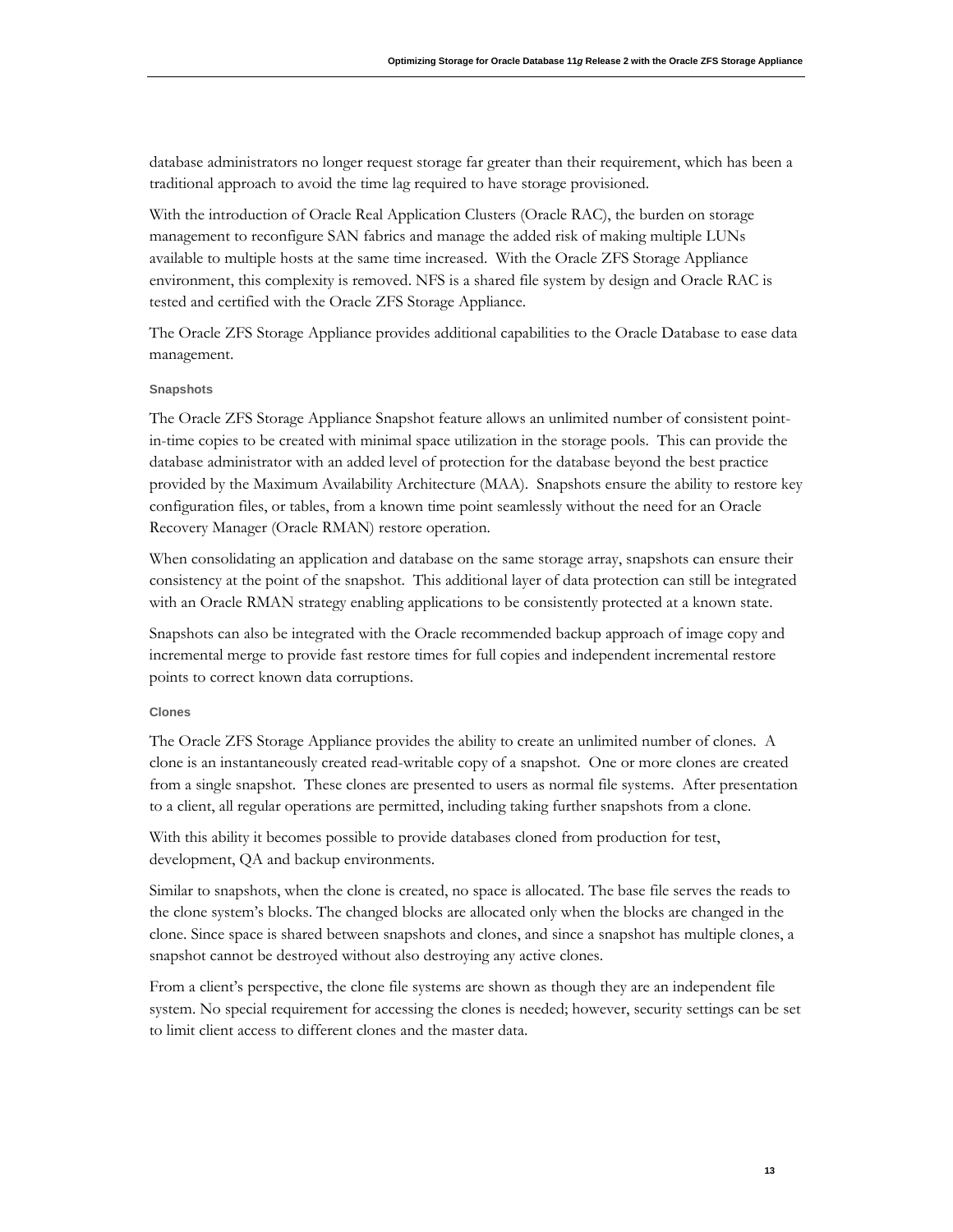database administrators no longer request storage far greater than their requirement, which has been a traditional approach to avoid the time lag required to have storage provisioned.

With the introduction of Oracle Real Application Clusters (Oracle RAC), the burden on storage management to reconfigure SAN fabrics and manage the added risk of making multiple LUNs available to multiple hosts at the same time increased. With the Oracle ZFS Storage Appliance environment, this complexity is removed. NFS is a shared file system by design and Oracle RAC is tested and certified with the Oracle ZFS Storage Appliance.

The Oracle ZFS Storage Appliance provides additional capabilities to the Oracle Database to ease data management.

#### Snapshots

The Oracle ZFS Storage Appliance Snapshot feature allows an unlimited number of consistent point-in-time copies to be created with minimal space utilization in the storage pools. This can provide the database administrator with an added level of protection for the database beyond the best practice provided by the Maximum Availability Architecture (MAA). Snapshots ensure the ability to restore key configuration files, or tables, from a known time point seamlessly without the need for an Oracle Recovery Manager (Oracle RMAN) restore operation.

When consolidating an application and database on the same storage array, snapshots can ensure their consistency at the point of the snapshot. This additional layer of data protection can still be integrated with an Oracle RMAN strategy enabling applications to be consistently protected at a known state.

Snapshots can also be integrated with the Oracle recommended backup approach of image copy and incremental merge to provide fast restore times for full copies and independent incremental restore points to correct known data corruptions.

#### Clones

The Oracle ZFS Storage Appliance provides the ability to create an unlimited number of clones. A clone is an instantaneously created read-writable copy of a snapshot. One or more clones are created from a single snapshot. These clones are presented to users as normal file systems. After presentation to a client, all regular operations are permitted, including taking further snapshots from a clone.

With this ability it becomes possible to provide databases cloned from production for test, development, QA and backup environments.

Similar to snapshots, when the clone is created, no space is allocated. The base file serves the reads to the clone system's blocks. The changed blocks are allocated only when the blocks are changed in the clone. Since space is shared between snapshots and clones, and since a snapshot has multiple clones, a snapshot cannot be destroyed without also destroying any active clones.

From a client's perspective, the clone file systems are shown as though they are an independent file system. No special requirement for accessing the clones is needed; however, security settings can be set to limit client access to different clones and the master data.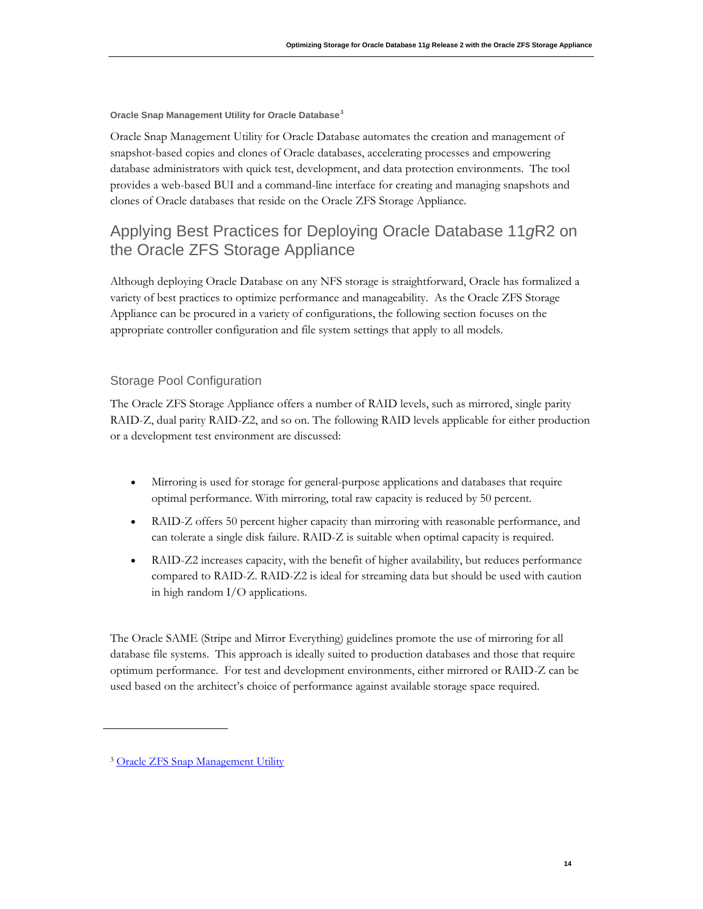#### Oracle Snap Management Utility for Oracle Database[3]

Oracle Snap Management Utility for Oracle Database automates the creation and management of snapshot-based copies and clones of Oracle databases, accelerating processes and empowering database administrators with quick test, development, and data protection environments. The tool provides a web-based BUI and a command-line interface for creating and managing snapshots and clones of Oracle databases that reside on the Oracle ZFS Storage Appliance.

## Applying Best Practices for Deploying Oracle Database 11*g*R2 on the Oracle ZFS Storage Appliance

Although deploying Oracle Database on any NFS storage is straightforward, Oracle has formalized a variety of best practices to optimize performance and manageability. As the Oracle ZFS Storage Appliance can be procured in a variety of configurations, the following section focuses on the appropriate controller configuration and file system settings that apply to all models.

### Storage Pool Configuration

The Oracle ZFS Storage Appliance offers a number of RAID levels, such as mirrored, single parity RAID-Z, dual parity RAID-Z2, and so on. The following RAID levels applicable for either production or a development test environment are discussed:

- Mirroring is used for storage for general-purpose applications and databases that require optimal performance. With mirroring, total raw capacity is reduced by 50 percent.
- RAID-Z offers 50 percent higher capacity than mirroring with reasonable performance, and can tolerate a single disk failure. RAID-Z is suitable when optimal capacity is required.
- RAID-Z2 increases capacity, with the benefit of higher availability, but reduces performance compared to RAID-Z. RAID-Z2 is ideal for streaming data but should be used with caution in high random I/O applications.

The Oracle SAME (Stripe and Mirror Everything) guidelines promote the use of mirroring for all database file systems. This approach is ideally suited to production databases and those that require optimum performance. For test and development environments, either mirrored or RAID-Z can be used based on the architect's choice of performance against available storage space required.

---

[3] Oracle ZFS Snap Management Utility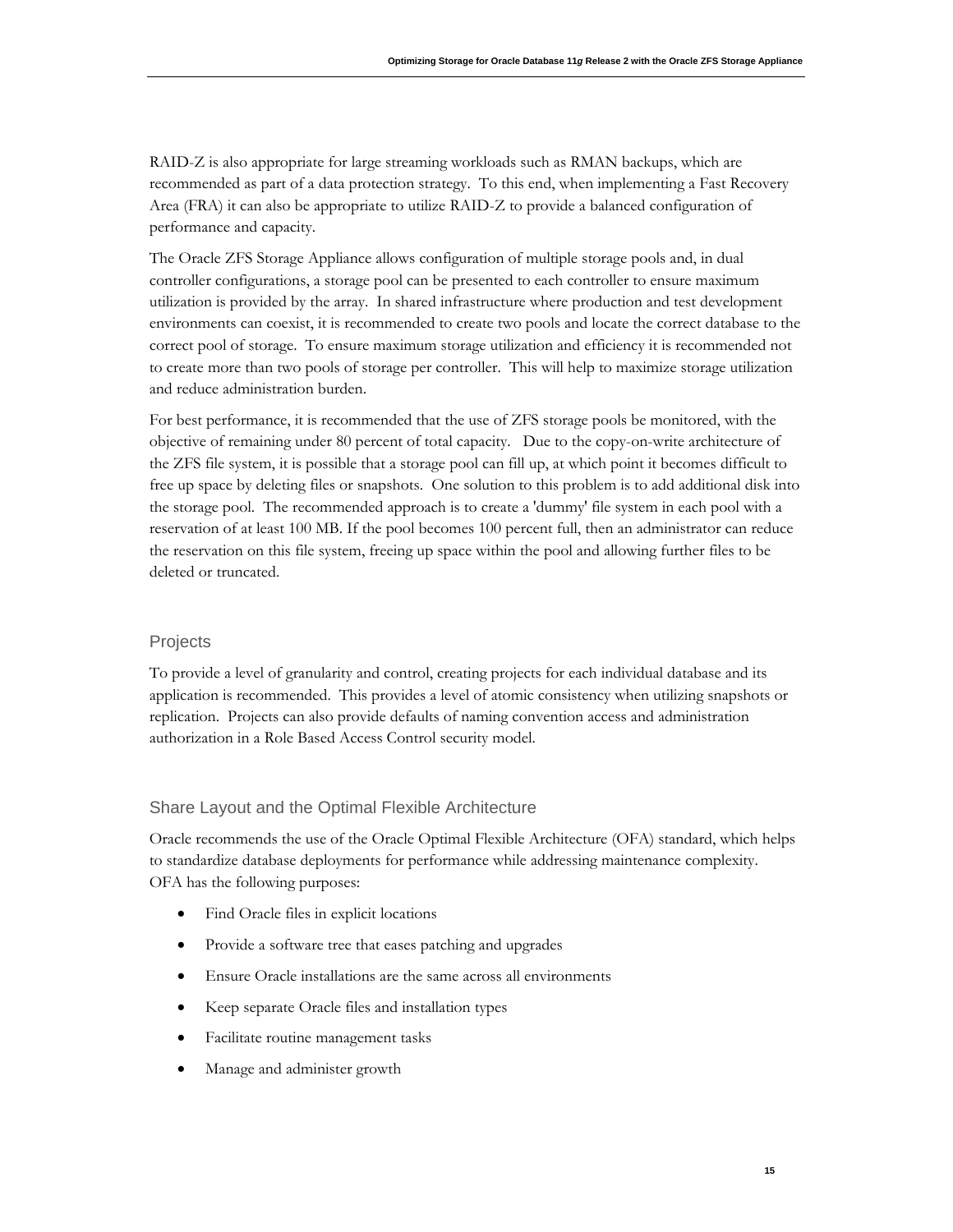RAID-Z is also appropriate for large streaming workloads such as RMAN backups, which are recommended as part of a data protection strategy. To this end, when implementing a Fast Recovery Area (FRA) it can also be appropriate to utilize RAID-Z to provide a balanced configuration of performance and capacity.

The Oracle ZFS Storage Appliance allows configuration of multiple storage pools and, in dual controller configurations, a storage pool can be presented to each controller to ensure maximum utilization is provided by the array. In shared infrastructure where production and test development environments can coexist, it is recommended to create two pools and locate the correct database to the correct pool of storage. To ensure maximum storage utilization and efficiency it is recommended not to create more than two pools of storage per controller. This will help to maximize storage utilization and reduce administration burden.

For best performance, it is recommended that the use of ZFS storage pools be monitored, with the objective of remaining under 80 percent of total capacity. Due to the copy-on-write architecture of the ZFS file system, it is possible that a storage pool can fill up, at which point it becomes difficult to free up space by deleting files or snapshots. One solution to this problem is to add additional disk into the storage pool. The recommended approach is to create a 'dummy' file system in each pool with a reservation of at least 100 MB. If the pool becomes 100 percent full, then an administrator can reduce the reservation on this file system, freeing up space within the pool and allowing further files to be deleted or truncated.

### Projects

To provide a level of granularity and control, creating projects for each individual database and its application is recommended. This provides a level of atomic consistency when utilizing snapshots or replication. Projects can also provide defaults of naming convention access and administration authorization in a Role Based Access Control security model.

### Share Layout and the Optimal Flexible Architecture

Oracle recommends the use of the Oracle Optimal Flexible Architecture (OFA) standard, which helps to standardize database deployments for performance while addressing maintenance complexity. OFA has the following purposes:

- Find Oracle files in explicit locations
- Provide a software tree that eases patching and upgrades
- Ensure Oracle installations are the same across all environments
- Keep separate Oracle files and installation types
- Facilitate routine management tasks
- Manage and administer growth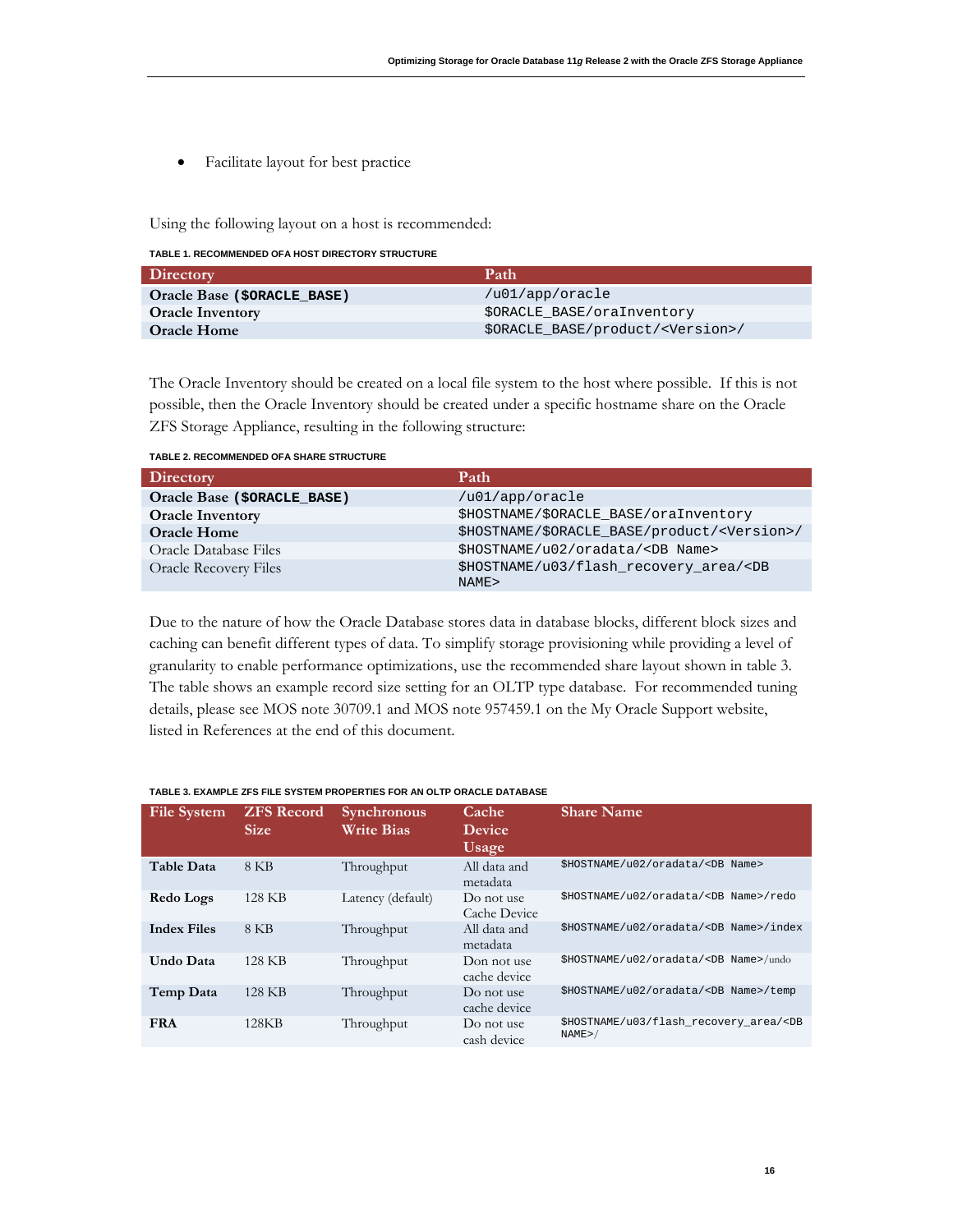- Facilitate layout for best practice

Using the following layout on a host is recommended:

**TABLE 1. RECOMMENDED OFA HOST DIRECTORY STRUCTURE**

| Directory | Path |
|---|---|
| **Oracle Base (`$ORACLE_BASE`)** | `/u01/app/oracle` |
| **Oracle Inventory** | `$ORACLE_BASE/oraInventory` |
| **Oracle Home** | `$ORACLE_BASE/product/<Version>/` |

The Oracle Inventory should be created on a local file system to the host where possible. If this is not possible, then the Oracle Inventory should be created under a specific hostname share on the Oracle ZFS Storage Appliance, resulting in the following structure:

**TABLE 2. RECOMMENDED OFA SHARE STRUCTURE**

| Directory | Path |
|---|---|
| **Oracle Base (`$ORACLE_BASE`)** | `/u01/app/oracle` |
| **Oracle Inventory** | `$HOSTNAME/$ORACLE_BASE/oraInventory` |
| **Oracle Home** | `$HOSTNAME/$ORACLE_BASE/product/<Version>/` |
| Oracle Database Files | `$HOSTNAME/u02/oradata/<DB Name>` |
| Oracle Recovery Files | `$HOSTNAME/u03/flash_recovery_area/<DB NAME>` |

Due to the nature of how the Oracle Database stores data in database blocks, different block sizes and caching can benefit different types of data. To simplify storage provisioning while providing a level of granularity to enable performance optimizations, use the recommended share layout shown in table 3. The table shows an example record size setting for an OLTP type database. For recommended tuning details, please see MOS note 30709.1 and MOS note 957459.1 on the My Oracle Support website, listed in References at the end of this document.

**TABLE 3. EXAMPLE ZFS FILE SYSTEM PROPERTIES FOR AN OLTP ORACLE DATABASE**

| File System | ZFS Record Size | Synchronous Write Bias | Cache Device Usage | Share Name |
|---|---|---|---|---|
| **Table Data** | 8 KB | Throughput | All data and metadata | `$HOSTNAME/u02/oradata/<DB Name>` |
| **Redo Logs** | 128 KB | Latency (default) | Do not use Cache Device | `$HOSTNAME/u02/oradata/<DB Name>/redo` |
| **Index Files** | 8 KB | Throughput | All data and metadata | `$HOSTNAME/u02/oradata/<DB Name>/index` |
| **Undo Data** | 128 KB | Throughput | Don not use cache device | `$HOSTNAME/u02/oradata/<DB Name>/undo` |
| **Temp Data** | 128 KB | Throughput | Do not use cache device | `$HOSTNAME/u02/oradata/<DB Name>/temp` |
| **FRA** | 128KB | Throughput | Do not use cash device | `$HOSTNAME/u03/flash_recovery_area/<DB NAME>/` |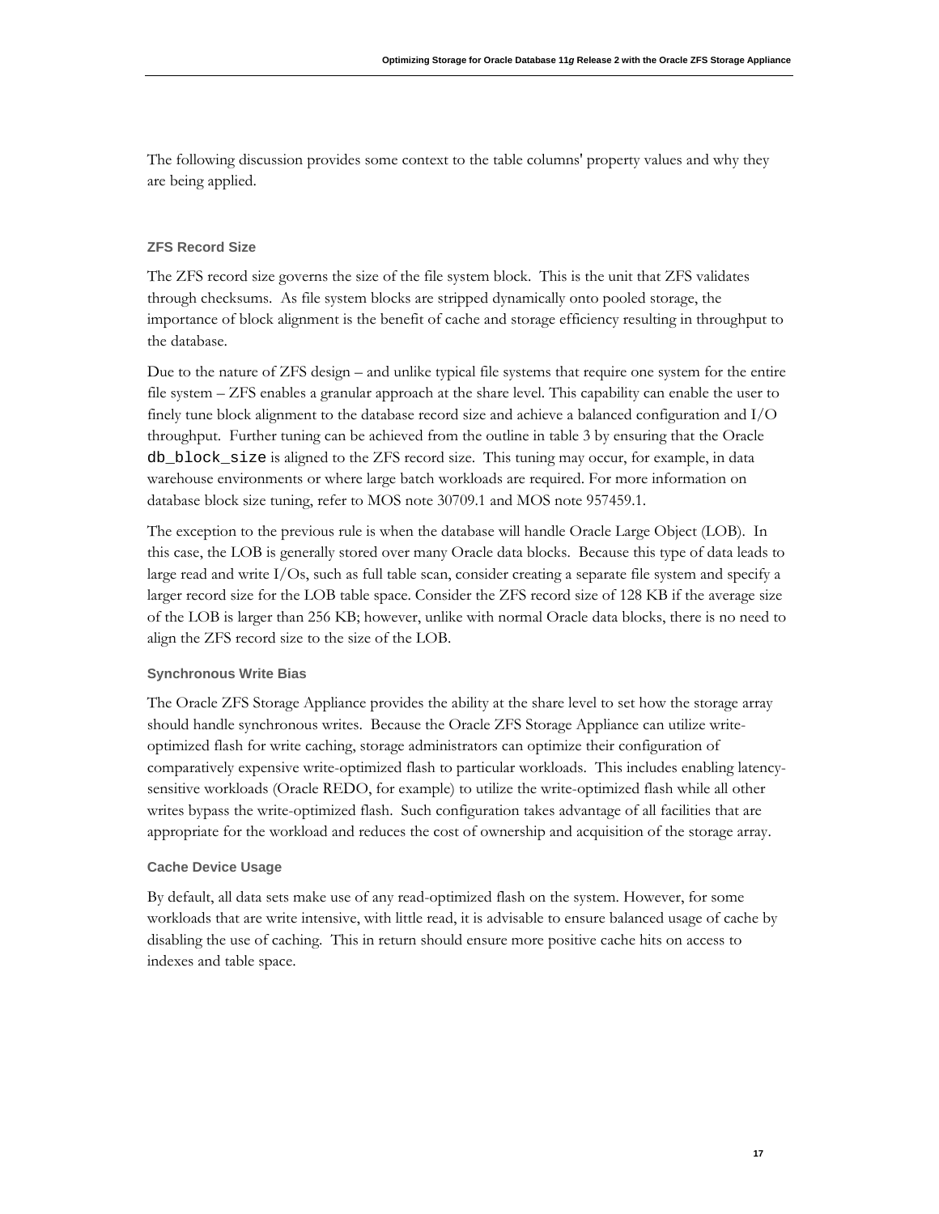The following discussion provides some context to the table columns' property values and why they are being applied.

### ZFS Record Size

The ZFS record size governs the size of the file system block. This is the unit that ZFS validates through checksums. As file system blocks are stripped dynamically onto pooled storage, the importance of block alignment is the benefit of cache and storage efficiency resulting in throughput to the database.

Due to the nature of ZFS design – and unlike typical file systems that require one system for the entire file system – ZFS enables a granular approach at the share level. This capability can enable the user to finely tune block alignment to the database record size and achieve a balanced configuration and I/O throughput. Further tuning can be achieved from the outline in table 3 by ensuring that the Oracle `db_block_size` is aligned to the ZFS record size. This tuning may occur, for example, in data warehouse environments or where large batch workloads are required. For more information on database block size tuning, refer to MOS note 30709.1 and MOS note 957459.1.

The exception to the previous rule is when the database will handle Oracle Large Object (LOB). In this case, the LOB is generally stored over many Oracle data blocks. Because this type of data leads to large read and write I/Os, such as full table scan, consider creating a separate file system and specify a larger record size for the LOB table space. Consider the ZFS record size of 128 KB if the average size of the LOB is larger than 256 KB; however, unlike with normal Oracle data blocks, there is no need to align the ZFS record size to the size of the LOB.

### Synchronous Write Bias

The Oracle ZFS Storage Appliance provides the ability at the share level to set how the storage array should handle synchronous writes. Because the Oracle ZFS Storage Appliance can utilize write-optimized flash for write caching, storage administrators can optimize their configuration of comparatively expensive write-optimized flash to particular workloads. This includes enabling latency-sensitive workloads (Oracle REDO, for example) to utilize the write-optimized flash while all other writes bypass the write-optimized flash. Such configuration takes advantage of all facilities that are appropriate for the workload and reduces the cost of ownership and acquisition of the storage array.

### Cache Device Usage

By default, all data sets make use of any read-optimized flash on the system. However, for some workloads that are write intensive, with little read, it is advisable to ensure balanced usage of cache by disabling the use of caching. This in return should ensure more positive cache hits on access to indexes and table space.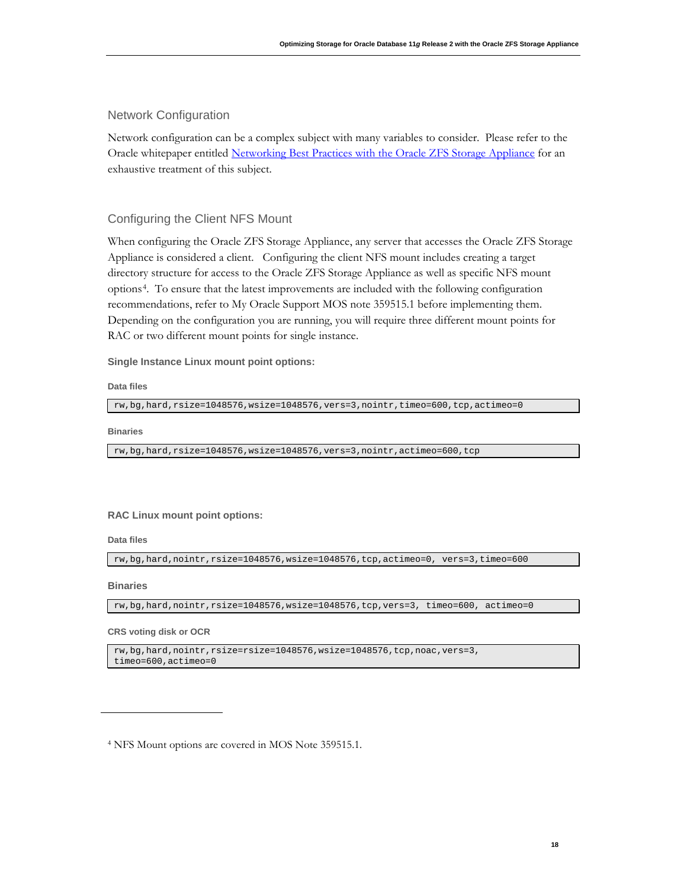## Network Configuration

Network configuration can be a complex subject with many variables to consider. Please refer to the Oracle whitepaper entitled Networking Best Practices with the Oracle ZFS Storage Appliance for an exhaustive treatment of this subject.

## Configuring the Client NFS Mount

When configuring the Oracle ZFS Storage Appliance, any server that accesses the Oracle ZFS Storage Appliance is considered a client. Configuring the client NFS mount includes creating a target directory structure for access to the Oracle ZFS Storage Appliance as well as specific NFS mount options[4]. To ensure that the latest improvements are included with the following configuration recommendations, refer to My Oracle Support MOS note 359515.1 before implementing them. Depending on the configuration you are running, you will require three different mount points for RAC or two different mount points for single instance.

### Single Instance Linux mount point options:

**Data files**

```
rw,bg,hard,rsize=1048576,wsize=1048576,vers=3,nointr,timeo=600,tcp,actimeo=0
```

**Binaries**

```
rw,bg,hard,rsize=1048576,wsize=1048576,vers=3,nointr,actimeo=600,tcp
```

### RAC Linux mount point options:

**Data files**

```
rw,bg,hard,nointr,rsize=1048576,wsize=1048576,tcp,actimeo=0, vers=3,timeo=600
```

**Binaries**

```
rw,bg,hard,nointr,rsize=1048576,wsize=1048576,tcp,vers=3, timeo=600, actimeo=0
```

**CRS voting disk or OCR**

```
rw,bg,hard,nointr,rsize=rsize=1048576,wsize=1048576,tcp,noac,vers=3,
timeo=600,actimeo=0
```

---

[4] NFS Mount options are covered in MOS Note 359515.1.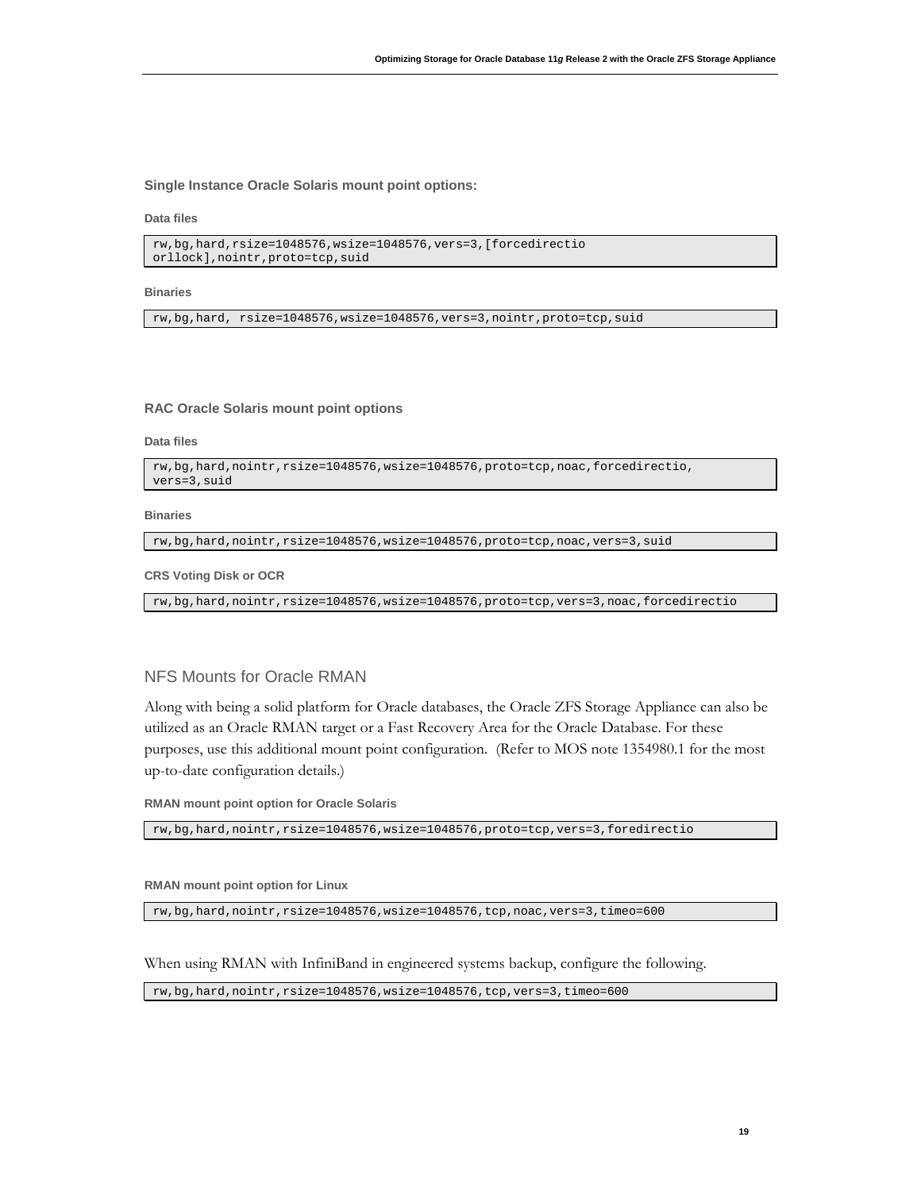**Single Instance Oracle Solaris mount point options:**

**Data files**

```
rw,bg,hard,rsize=1048576,wsize=1048576,vers=3,[forcedirectio
orllock],nointr,proto=tcp,suid
```

**Binaries**

```
rw,bg,hard, rsize=1048576,wsize=1048576,vers=3,nointr,proto=tcp,suid
```

**RAC Oracle Solaris mount point options**

**Data files**

```
rw,bg,hard,nointr,rsize=1048576,wsize=1048576,proto=tcp,noac,forcedirectio,
vers=3,suid
```

**Binaries**

```
rw,bg,hard,nointr,rsize=1048576,wsize=1048576,proto=tcp,noac,vers=3,suid
```

**CRS Voting Disk or OCR**

```
rw,bg,hard,nointr,rsize=1048576,wsize=1048576,proto=tcp,vers=3,noac,forcedirectio
```

## NFS Mounts for Oracle RMAN

Along with being a solid platform for Oracle databases, the Oracle ZFS Storage Appliance can also be utilized as an Oracle RMAN target or a Fast Recovery Area for the Oracle Database. For these purposes, use this additional mount point configuration. (Refer to MOS note 1354980.1 for the most up-to-date configuration details.)

**RMAN mount point option for Oracle Solaris**

```
rw,bg,hard,nointr,rsize=1048576,wsize=1048576,proto=tcp,vers=3,foredirectio
```

**RMAN mount point option for Linux**

```
rw,bg,hard,nointr,rsize=1048576,wsize=1048576,tcp,noac,vers=3,timeo=600
```

When using RMAN with InfiniBand in engineered systems backup, configure the following.

```
rw,bg,hard,nointr,rsize=1048576,wsize=1048576,tcp,vers=3,timeo=600
```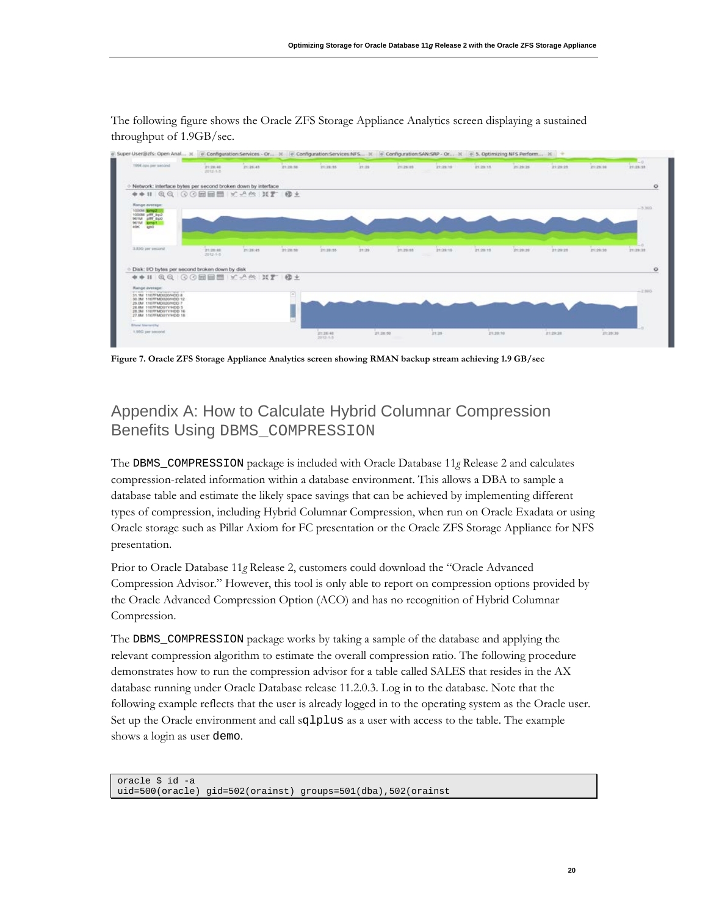The following figure shows the Oracle ZFS Storage Appliance Analytics screen displaying a sustained throughput of 1.9GB/sec.

**Figure 7. Oracle ZFS Storage Appliance Analytics screen showing RMAN backup stream achieving 1.9 GB/sec**

## Appendix A: How to Calculate Hybrid Columnar Compression Benefits Using DBMS_COMPRESSION

The `DBMS_COMPRESSION` package is included with Oracle Database 11*g* Release 2 and calculates compression-related information within a database environment. This allows a DBA to sample a database table and estimate the likely space savings that can be achieved by implementing different types of compression, including Hybrid Columnar Compression, when run on Oracle Exadata or using Oracle storage such as Pillar Axiom for FC presentation or the Oracle ZFS Storage Appliance for NFS presentation.

Prior to Oracle Database 11*g* Release 2, customers could download the "Oracle Advanced Compression Advisor." However, this tool is only able to report on compression options provided by the Oracle Advanced Compression Option (ACO) and has no recognition of Hybrid Columnar Compression.

The `DBMS_COMPRESSION` package works by taking a sample of the database and applying the relevant compression algorithm to estimate the overall compression ratio. The following procedure demonstrates how to run the compression advisor for a table called SALES that resides in the AX database running under Oracle Database release 11.2.0.3. Log in to the database. Note that the following example reflects that the user is already logged in to the operating system as the Oracle user. Set up the Oracle environment and call s`qlplus` as a user with access to the table. The example shows a login as user `demo`.

```
oracle $ id -a
uid=500(oracle) gid=502(orainst) groups=501(dba),502(orainst
```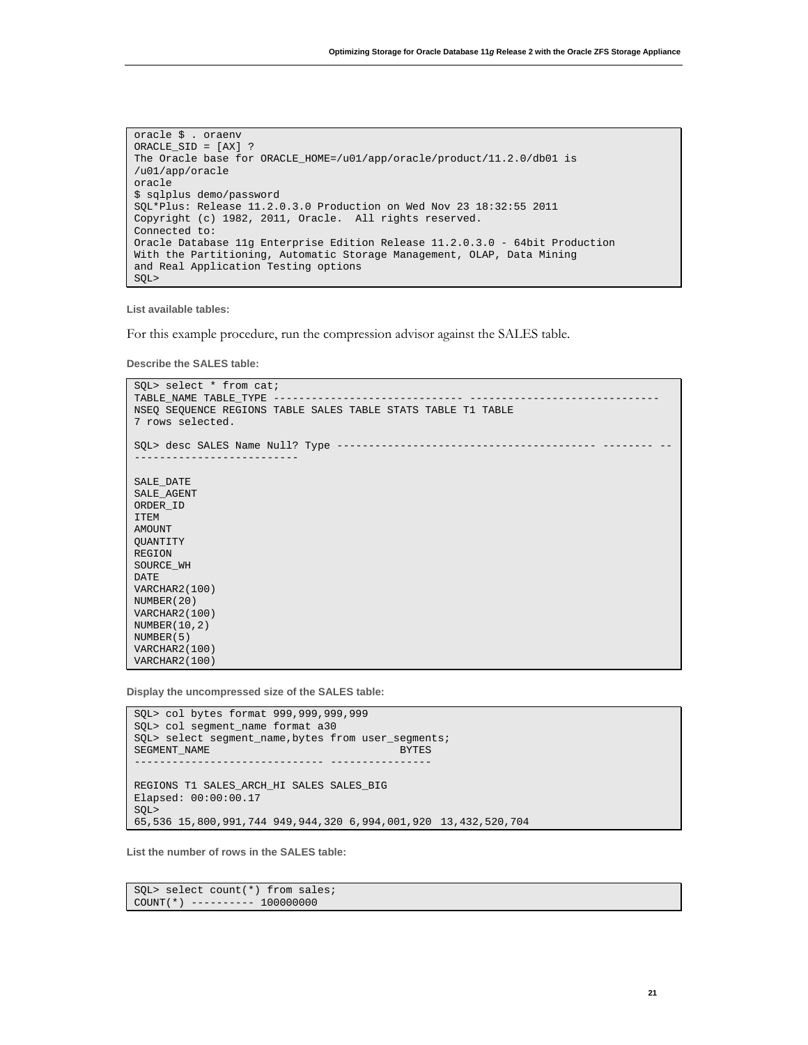```
oracle $ . oraenv
ORACLE_SID = [AX] ?
The Oracle base for ORACLE_HOME=/u01/app/oracle/product/11.2.0/db01 is
/u01/app/oracle
oracle
$ sqlplus demo/password
SQL*Plus: Release 11.2.0.3.0 Production on Wed Nov 23 18:32:55 2011
Copyright (c) 1982, 2011, Oracle.  All rights reserved.
Connected to:
Oracle Database 11g Enterprise Edition Release 11.2.0.3.0 - 64bit Production
With the Partitioning, Automatic Storage Management, OLAP, Data Mining
and Real Application Testing options
SQL>
```

**List available tables:**

For this example procedure, run the compression advisor against the SALES table.

**Describe the SALES table:**

```
SQL> select * from cat;
TABLE_NAME TABLE_TYPE ------------------------------ -----------------------------
NSEQ SEQUENCE REGIONS TABLE SALES TABLE STATS TABLE T1 TABLE
7 rows selected.

SQL> desc SALES Name Null? Type ---------------------------------------- -------- --
--------------------------

SALE_DATE
SALE_AGENT
ORDER_ID
ITEM
AMOUNT
QUANTITY
REGION
SOURCE_WH
DATE
VARCHAR2(100)
NUMBER(20)
VARCHAR2(100)
NUMBER(10,2)
NUMBER(5)
VARCHAR2(100)
VARCHAR2(100)
```

**Display the uncompressed size of the SALES table:**

```
SQL> col bytes format 999,999,999,999
SQL> col segment_name format a30
SQL> select segment_name,bytes from user_segments;
SEGMENT_NAME                                BYTES
------------------------------ ----------------

REGIONS T1 SALES_ARCH_HI SALES SALES_BIG
Elapsed: 00:00:00.17
SQL>
65,536 15,800,991,744 949,944,320 6,994,001,920 13,432,520,704
```

**List the number of rows in the SALES table:**

```
SQL> select count(*) from sales;
COUNT(*) ---------- 100000000
```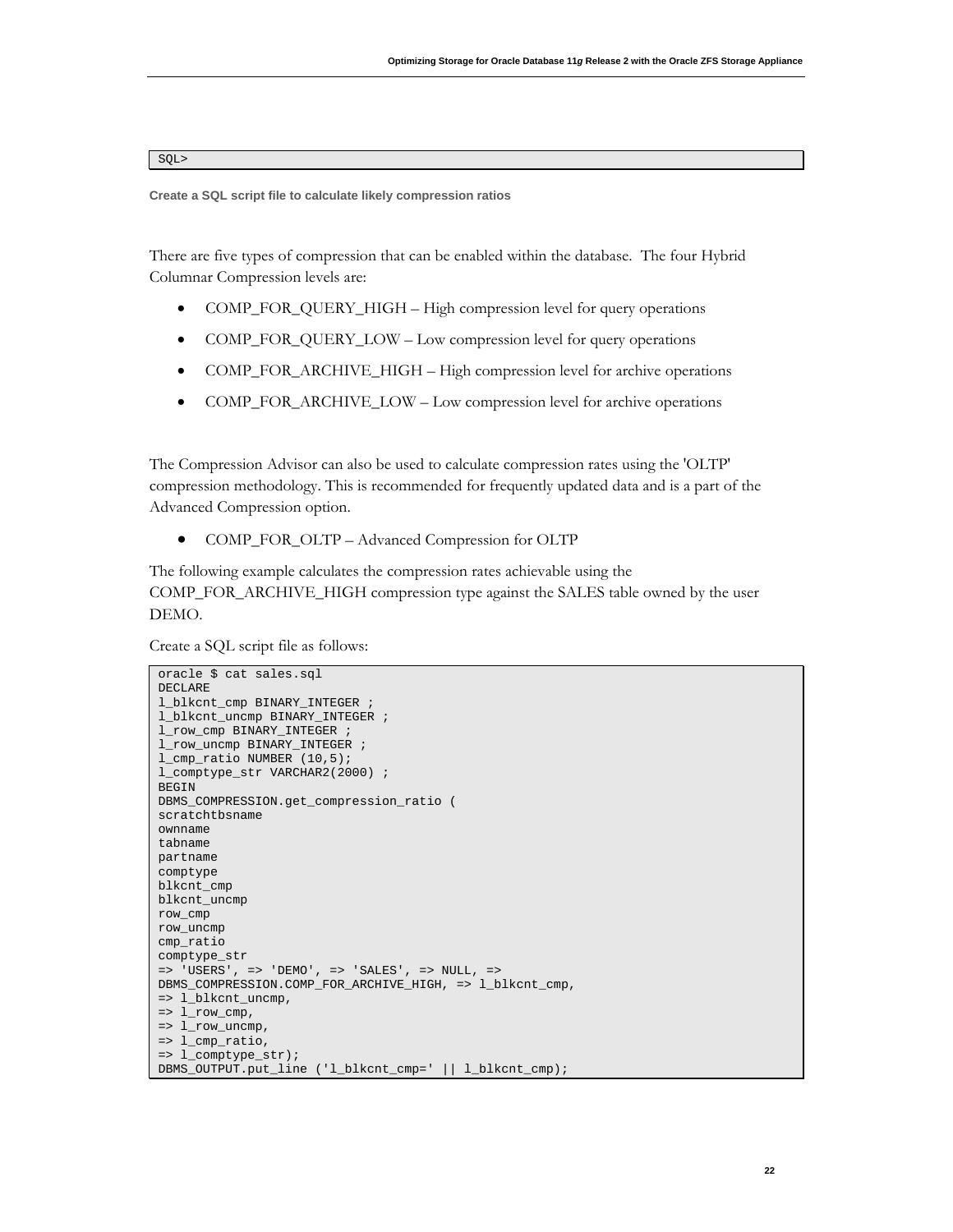```
SQL>
```

**Create a SQL script file to calculate likely compression ratios**

There are five types of compression that can be enabled within the database. The four Hybrid Columnar Compression levels are:

- COMP_FOR_QUERY_HIGH – High compression level for query operations
- COMP_FOR_QUERY_LOW – Low compression level for query operations
- COMP_FOR_ARCHIVE_HIGH – High compression level for archive operations
- COMP_FOR_ARCHIVE_LOW – Low compression level for archive operations

The Compression Advisor can also be used to calculate compression rates using the 'OLTP' compression methodology. This is recommended for frequently updated data and is a part of the Advanced Compression option.

- COMP_FOR_OLTP – Advanced Compression for OLTP

The following example calculates the compression rates achievable using the COMP_FOR_ARCHIVE_HIGH compression type against the SALES table owned by the user DEMO.

Create a SQL script file as follows:

```
oracle $ cat sales.sql
DECLARE
l_blkcnt_cmp BINARY_INTEGER ;
l_blkcnt_uncmp BINARY_INTEGER ;
l_row_cmp BINARY_INTEGER ;
l_row_uncmp BINARY_INTEGER ;
l_cmp_ratio NUMBER (10,5);
l_comptype_str VARCHAR2(2000) ;
BEGIN
DBMS_COMPRESSION.get_compression_ratio (
scratchtbsname
ownname
tabname
partname
comptype
blkcnt_cmp
blkcnt_uncmp
row_cmp
row_uncmp
cmp_ratio
comptype_str
=> 'USERS', => 'DEMO', => 'SALES', => NULL, =>
DBMS_COMPRESSION.COMP_FOR_ARCHIVE_HIGH, => l_blkcnt_cmp,
=> l_blkcnt_uncmp,
=> l_row_cmp,
=> l_row_uncmp,
=> l_cmp_ratio,
=> l_comptype_str);
DBMS_OUTPUT.put_line ('l_blkcnt_cmp=' || l_blkcnt_cmp);
```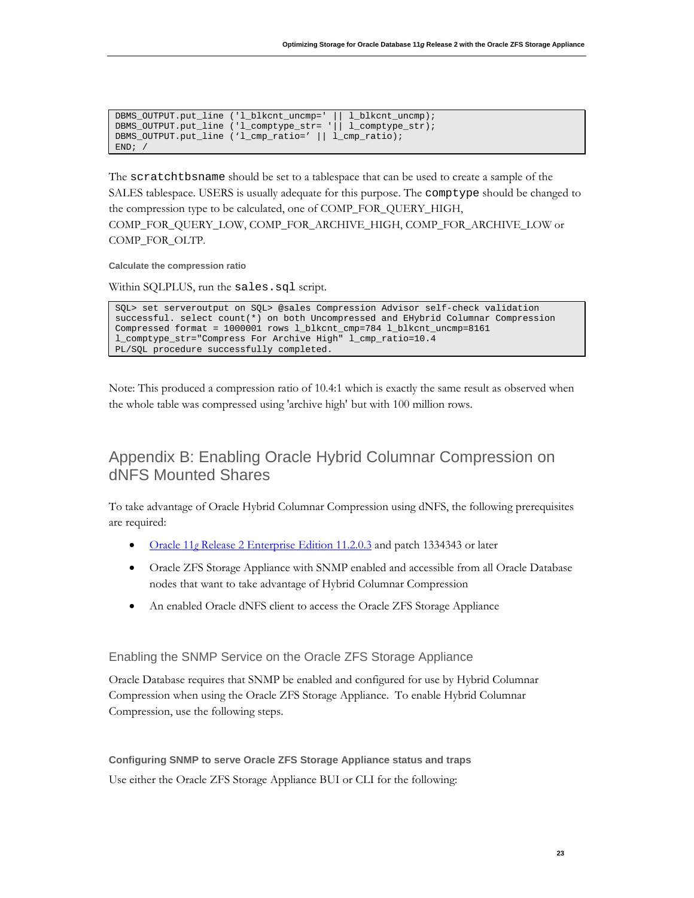```
DBMS_OUTPUT.put_line ('l_blkcnt_uncmp=' || l_blkcnt_uncmp);
DBMS_OUTPUT.put_line ('l_comptype_str= '|| l_comptype_str);
DBMS_OUTPUT.put_line ('l_cmp_ratio=' || l_cmp_ratio);
END; /
```

The `scratchtbsname` should be set to a tablespace that can be used to create a sample of the SALES tablespace. USERS is usually adequate for this purpose. The `comptype` should be changed to the compression type to be calculated, one of COMP_FOR_QUERY_HIGH, COMP_FOR_QUERY_LOW, COMP_FOR_ARCHIVE_HIGH, COMP_FOR_ARCHIVE_LOW or COMP_FOR_OLTP.

#### Calculate the compression ratio

Within SQLPLUS, run the `sales.sql` script.

```
SQL> set serveroutput on SQL> @sales Compression Advisor self-check validation
successful. select count(*) on both Uncompressed and EHybrid Columnar Compression
Compressed format = 1000001 rows l_blkcnt_cmp=784 l_blkcnt_uncmp=8161
l_comptype_str="Compress For Archive High" l_cmp_ratio=10.4
PL/SQL procedure successfully completed.
```

Note: This produced a compression ratio of 10.4:1 which is exactly the same result as observed when the whole table was compressed using 'archive high' but with 100 million rows.

## Appendix B: Enabling Oracle Hybrid Columnar Compression on dNFS Mounted Shares

To take advantage of Oracle Hybrid Columnar Compression using dNFS, the following prerequisites are required:

- Oracle 11*g* Release 2 Enterprise Edition 11.2.0.3 and patch 1334343 or later
- Oracle ZFS Storage Appliance with SNMP enabled and accessible from all Oracle Database nodes that want to take advantage of Hybrid Columnar Compression
- An enabled Oracle dNFS client to access the Oracle ZFS Storage Appliance

### Enabling the SNMP Service on the Oracle ZFS Storage Appliance

Oracle Database requires that SNMP be enabled and configured for use by Hybrid Columnar Compression when using the Oracle ZFS Storage Appliance. To enable Hybrid Columnar Compression, use the following steps.

#### Configuring SNMP to serve Oracle ZFS Storage Appliance status and traps

Use either the Oracle ZFS Storage Appliance BUI or CLI for the following: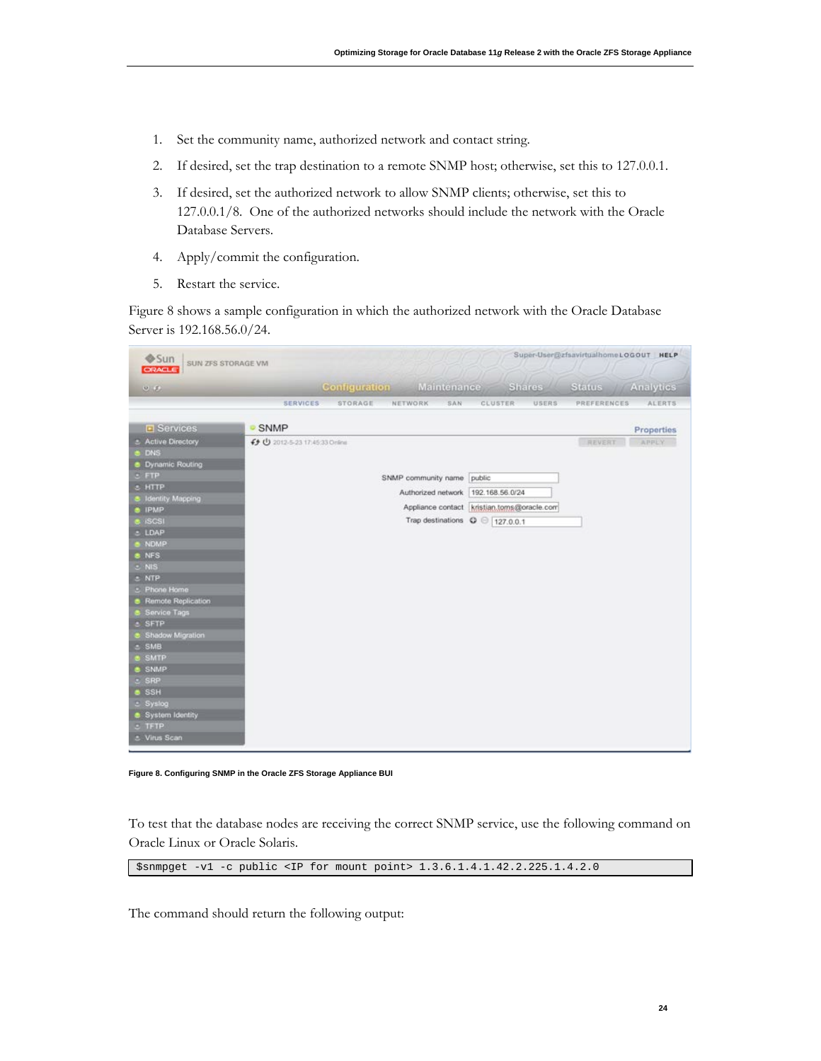1. Set the community name, authorized network and contact string.
2. If desired, set the trap destination to a remote SNMP host; otherwise, set this to 127.0.0.1.
3. If desired, set the authorized network to allow SNMP clients; otherwise, set this to 127.0.0.1/8. One of the authorized networks should include the network with the Oracle Database Servers.
4. Apply/commit the configuration.
5. Restart the service.

Figure 8 shows a sample configuration in which the authorized network with the Oracle Database Server is 192.168.56.0/24.

**Figure 8. Configuring SNMP in the Oracle ZFS Storage Appliance BUI**

To test that the database nodes are receiving the correct SNMP service, use the following command on Oracle Linux or Oracle Solaris.

```
$snmpget -v1 -c public <IP for mount point> 1.3.6.1.4.1.42.2.225.1.4.2.0
```

The command should return the following output: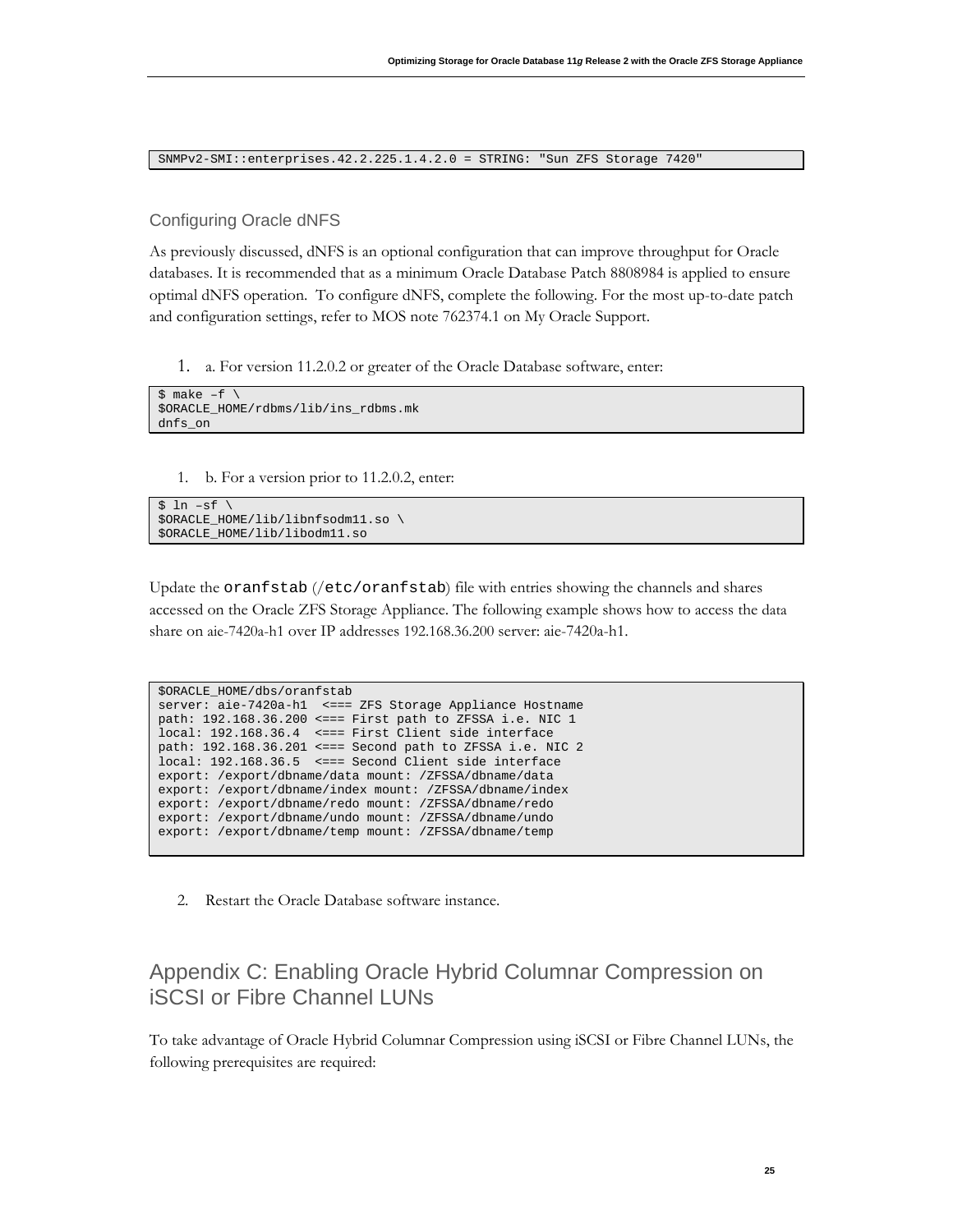```
SNMPv2-SMI::enterprises.42.2.225.1.4.2.0 = STRING: "Sun ZFS Storage 7420"
```

### Configuring Oracle dNFS

As previously discussed, dNFS is an optional configuration that can improve throughput for Oracle databases. It is recommended that as a minimum Oracle Database Patch 8808984 is applied to ensure optimal dNFS operation. To configure dNFS, complete the following. For the most up-to-date patch and configuration settings, refer to MOS note 762374.1 on My Oracle Support.

1. a. For version 11.2.0.2 or greater of the Oracle Database software, enter:

```
$ make –f \
$ORACLE_HOME/rdbms/lib/ins_rdbms.mk
dnfs_on
```

1. b. For a version prior to 11.2.0.2, enter:

```
$ ln –sf \
$ORACLE_HOME/lib/libnfsodm11.so \
$ORACLE_HOME/lib/libodm11.so
```

Update the `oranfstab` (`/etc/oranfstab`) file with entries showing the channels and shares accessed on the Oracle ZFS Storage Appliance. The following example shows how to access the data share on aie-7420a-h1 over IP addresses 192.168.36.200 server: aie-7420a-h1.

```
$ORACLE_HOME/dbs/oranfstab
server: aie-7420a-h1  <=== ZFS Storage Appliance Hostname
path: 192.168.36.200 <=== First path to ZFSSA i.e. NIC 1
local: 192.168.36.4  <=== First Client side interface
path: 192.168.36.201 <=== Second path to ZFSSA i.e. NIC 2
local: 192.168.36.5  <=== Second Client side interface
export: /export/dbname/data mount: /ZFSSA/dbname/data
export: /export/dbname/index mount: /ZFSSA/dbname/index
export: /export/dbname/redo mount: /ZFSSA/dbname/redo
export: /export/dbname/undo mount: /ZFSSA/dbname/undo
export: /export/dbname/temp mount: /ZFSSA/dbname/temp
```

2. Restart the Oracle Database software instance.

## Appendix C: Enabling Oracle Hybrid Columnar Compression on iSCSI or Fibre Channel LUNs

To take advantage of Oracle Hybrid Columnar Compression using iSCSI or Fibre Channel LUNs, the following prerequisites are required: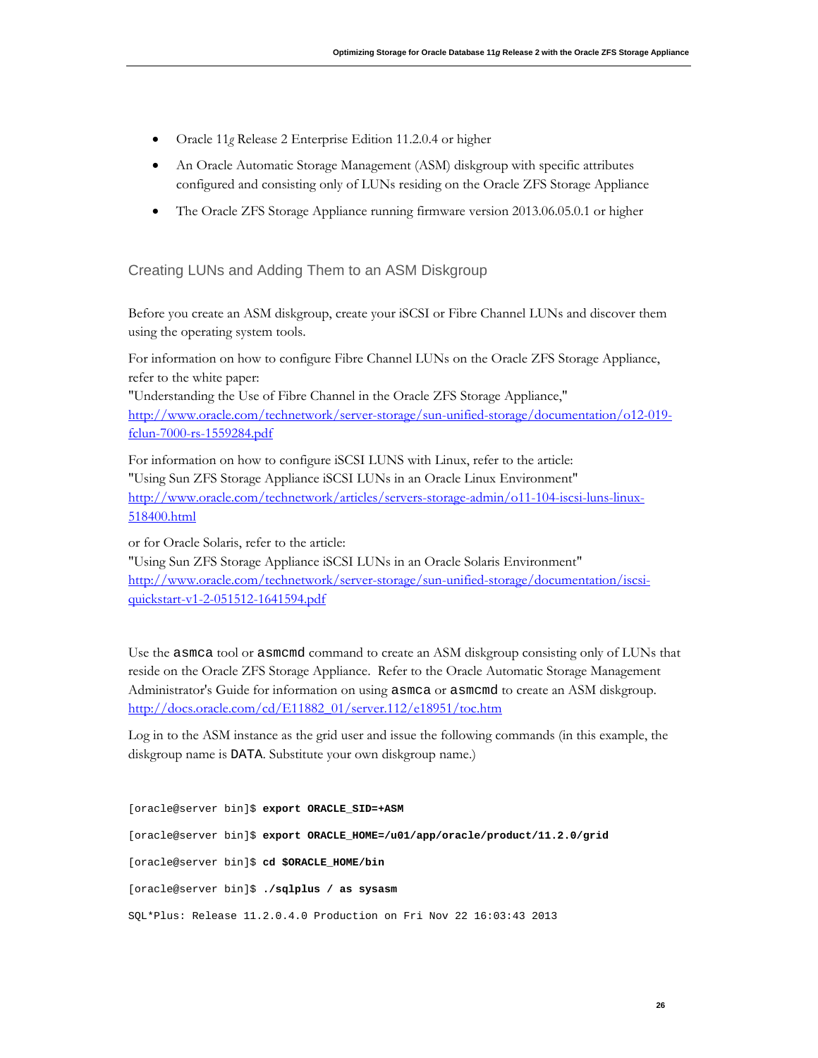- Oracle 11*g* Release 2 Enterprise Edition 11.2.0.4 or higher
- An Oracle Automatic Storage Management (ASM) diskgroup with specific attributes configured and consisting only of LUNs residing on the Oracle ZFS Storage Appliance
- The Oracle ZFS Storage Appliance running firmware version 2013.06.05.0.1 or higher

## Creating LUNs and Adding Them to an ASM Diskgroup

Before you create an ASM diskgroup, create your iSCSI or Fibre Channel LUNs and discover them using the operating system tools.

For information on how to configure Fibre Channel LUNs on the Oracle ZFS Storage Appliance, refer to the white paper:
"Understanding the Use of Fibre Channel in the Oracle ZFS Storage Appliance,"
[http://www.oracle.com/technetwork/server-storage/sun-unified-storage/documentation/o12-019-fclun-7000-rs-1559284.pdf](http://www.oracle.com/technetwork/server-storage/sun-unified-storage/documentation/o12-019-fclun-7000-rs-1559284.pdf)

For information on how to configure iSCSI LUNS with Linux, refer to the article:
"Using Sun ZFS Storage Appliance iSCSI LUNs in an Oracle Linux Environment"
[http://www.oracle.com/technetwork/articles/servers-storage-admin/o11-104-iscsi-luns-linux-518400.html](http://www.oracle.com/technetwork/articles/servers-storage-admin/o11-104-iscsi-luns-linux-518400.html)

or for Oracle Solaris, refer to the article:
"Using Sun ZFS Storage Appliance iSCSI LUNs in an Oracle Solaris Environment"
[http://www.oracle.com/technetwork/server-storage/sun-unified-storage/documentation/iscsi-quickstart-v1-2-051512-1641594.pdf](http://www.oracle.com/technetwork/server-storage/sun-unified-storage/documentation/iscsi-quickstart-v1-2-051512-1641594.pdf)

Use the `asmca` tool or `asmcmd` command to create an ASM diskgroup consisting only of LUNs that reside on the Oracle ZFS Storage Appliance. Refer to the Oracle Automatic Storage Management Administrator's Guide for information on using `asmca` or `asmcmd` to create an ASM diskgroup.
[http://docs.oracle.com/cd/E11882_01/server.112/e18951/toc.htm](http://docs.oracle.com/cd/E11882_01/server.112/e18951/toc.htm)

Log in to the ASM instance as the grid user and issue the following commands (in this example, the diskgroup name is `DATA`. Substitute your own diskgroup name.)

```
[oracle@server bin]$ export ORACLE_SID=+ASM

[oracle@server bin]$ export ORACLE_HOME=/u01/app/oracle/product/11.2.0/grid

[oracle@server bin]$ cd $ORACLE_HOME/bin

[oracle@server bin]$ ./sqlplus / as sysasm

SQL*Plus: Release 11.2.0.4.0 Production on Fri Nov 22 16:03:43 2013
```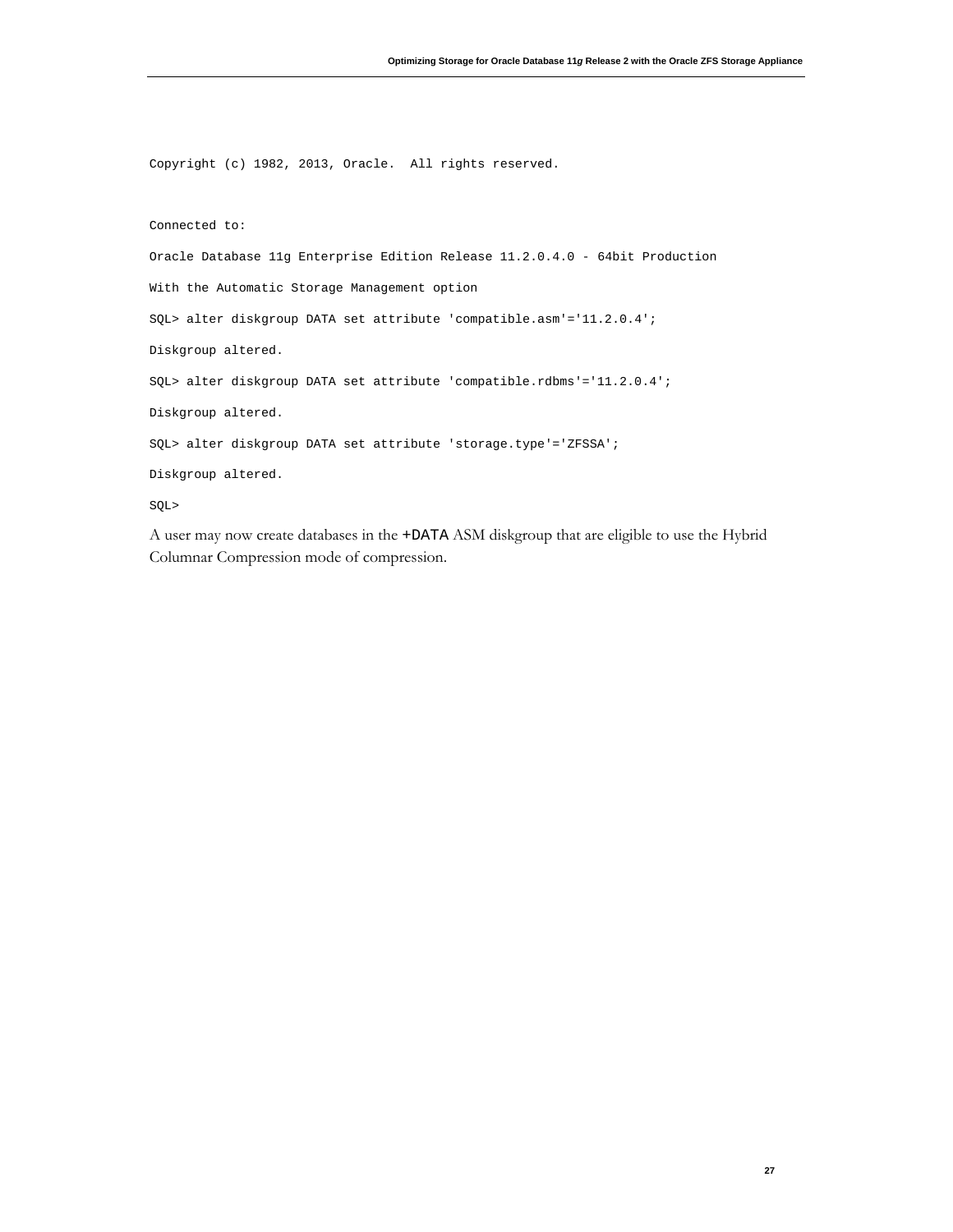```
Copyright (c) 1982, 2013, Oracle.  All rights reserved.


Connected to:
Oracle Database 11g Enterprise Edition Release 11.2.0.4.0 - 64bit Production
With the Automatic Storage Management option
SQL> alter diskgroup DATA set attribute 'compatible.asm'='11.2.0.4';
Diskgroup altered.
SQL> alter diskgroup DATA set attribute 'compatible.rdbms'='11.2.0.4';
Diskgroup altered.
SQL> alter diskgroup DATA set attribute 'storage.type'='ZFSSA';
Diskgroup altered.
SQL>
```

A user may now create databases in the `+DATA` ASM diskgroup that are eligible to use the Hybrid Columnar Compression mode of compression.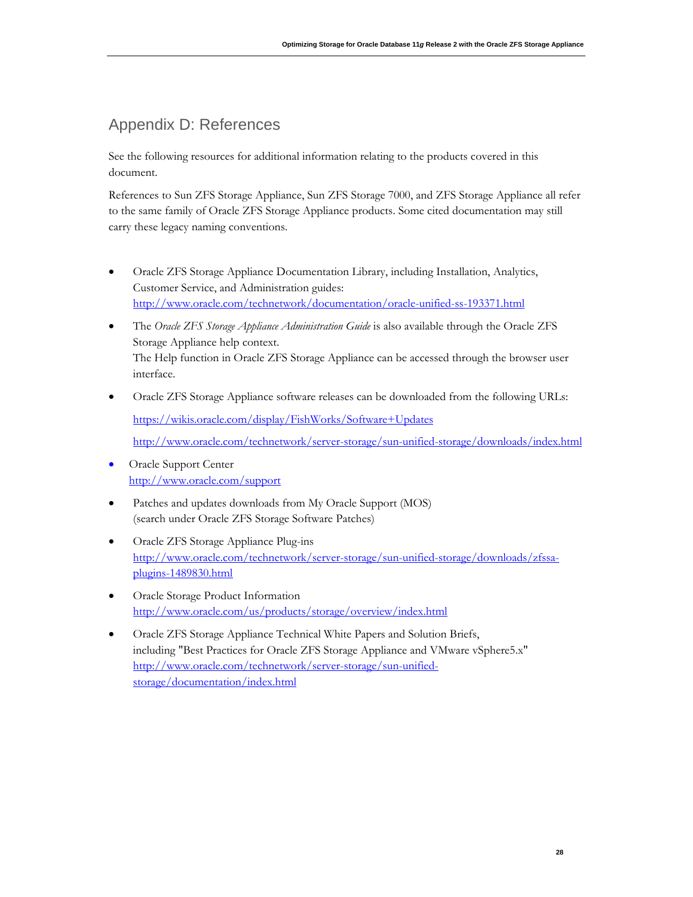# Appendix D: References

See the following resources for additional information relating to the products covered in this document.

References to Sun ZFS Storage Appliance, Sun ZFS Storage 7000, and ZFS Storage Appliance all refer to the same family of Oracle ZFS Storage Appliance products. Some cited documentation may still carry these legacy naming conventions.

- Oracle ZFS Storage Appliance Documentation Library, including Installation, Analytics, Customer Service, and Administration guides:
  http://www.oracle.com/technetwork/documentation/oracle-unified-ss-193371.html
- The *Oracle ZFS Storage Appliance Administration Guide* is also available through the Oracle ZFS Storage Appliance help context.
  The Help function in Oracle ZFS Storage Appliance can be accessed through the browser user interface.
- Oracle ZFS Storage Appliance software releases can be downloaded from the following URLs:

  https://wikis.oracle.com/display/FishWorks/Software+Updates

  http://www.oracle.com/technetwork/server-storage/sun-unified-storage/downloads/index.html
- Oracle Support Center
  http://www.oracle.com/support
- Patches and updates downloads from My Oracle Support (MOS)
  (search under Oracle ZFS Storage Software Patches)
- Oracle ZFS Storage Appliance Plug-ins
  http://www.oracle.com/technetwork/server-storage/sun-unified-storage/downloads/zfssa-plugins-1489830.html
- Oracle Storage Product Information
  http://www.oracle.com/us/products/storage/overview/index.html
- Oracle ZFS Storage Appliance Technical White Papers and Solution Briefs, including "Best Practices for Oracle ZFS Storage Appliance and VMware vSphere5.x"
  http://www.oracle.com/technetwork/server-storage/sun-unified-storage/documentation/index.html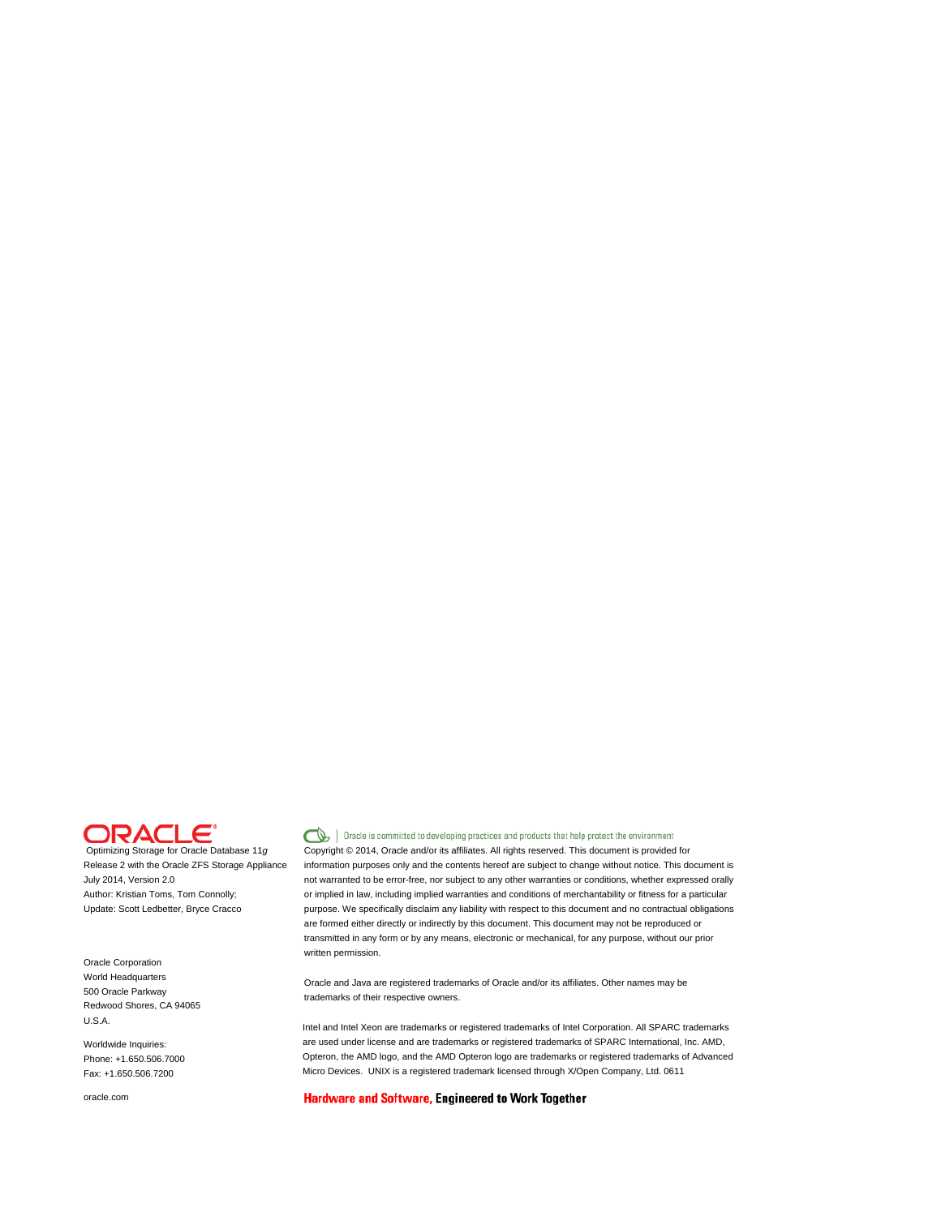ORACLE

Optimizing Storage for Oracle Database 11*g* Release 2 with the Oracle ZFS Storage Appliance
July 2014, Version 2.0
Author: Kristian Toms, Tom Connolly;
Update: Scott Ledbetter, Bryce Cracco

Oracle Corporation
World Headquarters
500 Oracle Parkway
Redwood Shores, CA 94065
U.S.A.

Worldwide Inquiries:
Phone: +1.650.506.7000
Fax: +1.650.506.7200

oracle.com

Oracle is committed to developing practices and products that help protect the environment

Copyright © 2014, Oracle and/or its affiliates. All rights reserved. This document is provided for information purposes only and the contents hereof are subject to change without notice. This document is not warranted to be error-free, nor subject to any other warranties or conditions, whether expressed orally or implied in law, including implied warranties and conditions of merchantability or fitness for a particular purpose. We specifically disclaim any liability with respect to this document and no contractual obligations are formed either directly or indirectly by this document. This document may not be reproduced or transmitted in any form or by any means, electronic or mechanical, for any purpose, without our prior written permission.

Oracle and Java are registered trademarks of Oracle and/or its affiliates. Other names may be trademarks of their respective owners.

Intel and Intel Xeon are trademarks or registered trademarks of Intel Corporation. All SPARC trademarks are used under license and are trademarks or registered trademarks of SPARC International, Inc. AMD, Opteron, the AMD logo, and the AMD Opteron logo are trademarks or registered trademarks of Advanced Micro Devices. UNIX is a registered trademark licensed through X/Open Company, Ltd. 0611

**Hardware and Software, Engineered to Work Together**